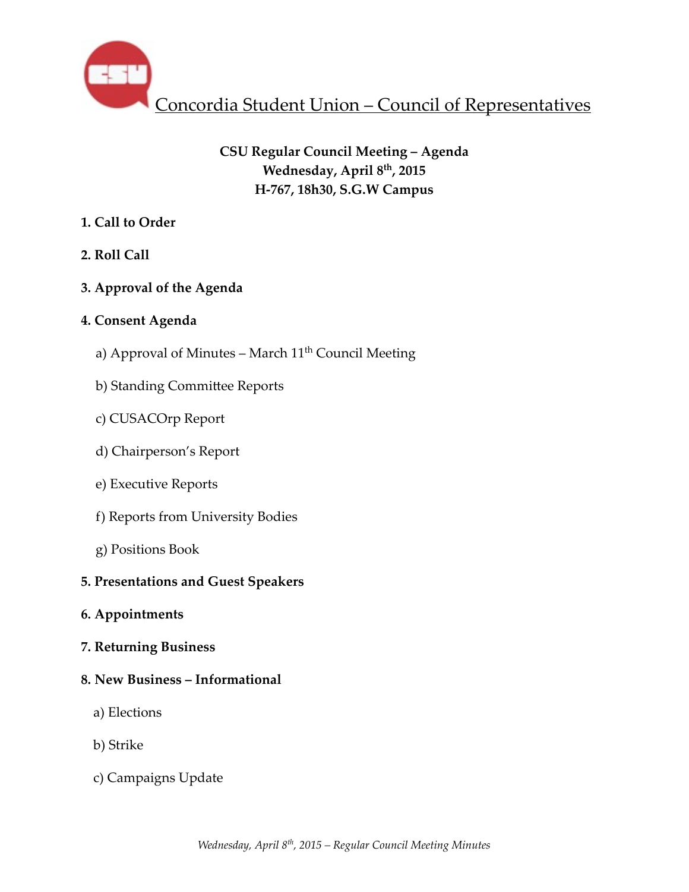# Concordia Student Union – Council of Representatives

**CSU Regular Council Meeting – Agenda**
**Wednesday, April 8th, 2015**
**H-767, 18h30, S.G.W Campus**

**1. Call to Order**

**2. Roll Call**

**3. Approval of the Agenda**

**4. Consent Agenda**

a) Approval of Minutes – March 11th Council Meeting

b) Standing Committee Reports

c) CUSACOrp Report

d) Chairperson's Report

e) Executive Reports

f) Reports from University Bodies

g) Positions Book

**5. Presentations and Guest Speakers**

**6. Appointments**

**7. Returning Business**

**8. New Business – Informational**

a) Elections

b) Strike

c) Campaigns Update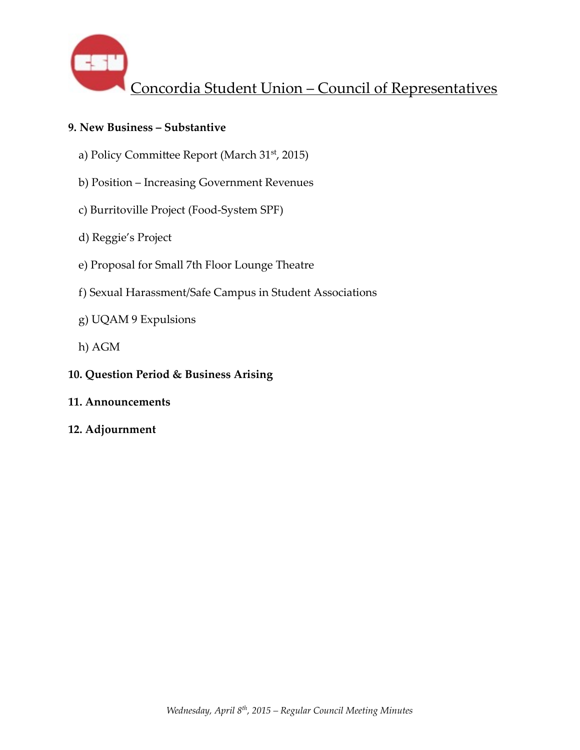**9. New Business – Substantive**

a) Policy Committee Report (March 31st, 2015)

b) Position – Increasing Government Revenues

c) Burritoville Project (Food-System SPF)

d) Reggie's Project

e) Proposal for Small 7th Floor Lounge Theatre

f) Sexual Harassment/Safe Campus in Student Associations

g) UQAM 9 Expulsions

h) AGM

**10. Question Period & Business Arising**

**11. Announcements**

**12. Adjournment**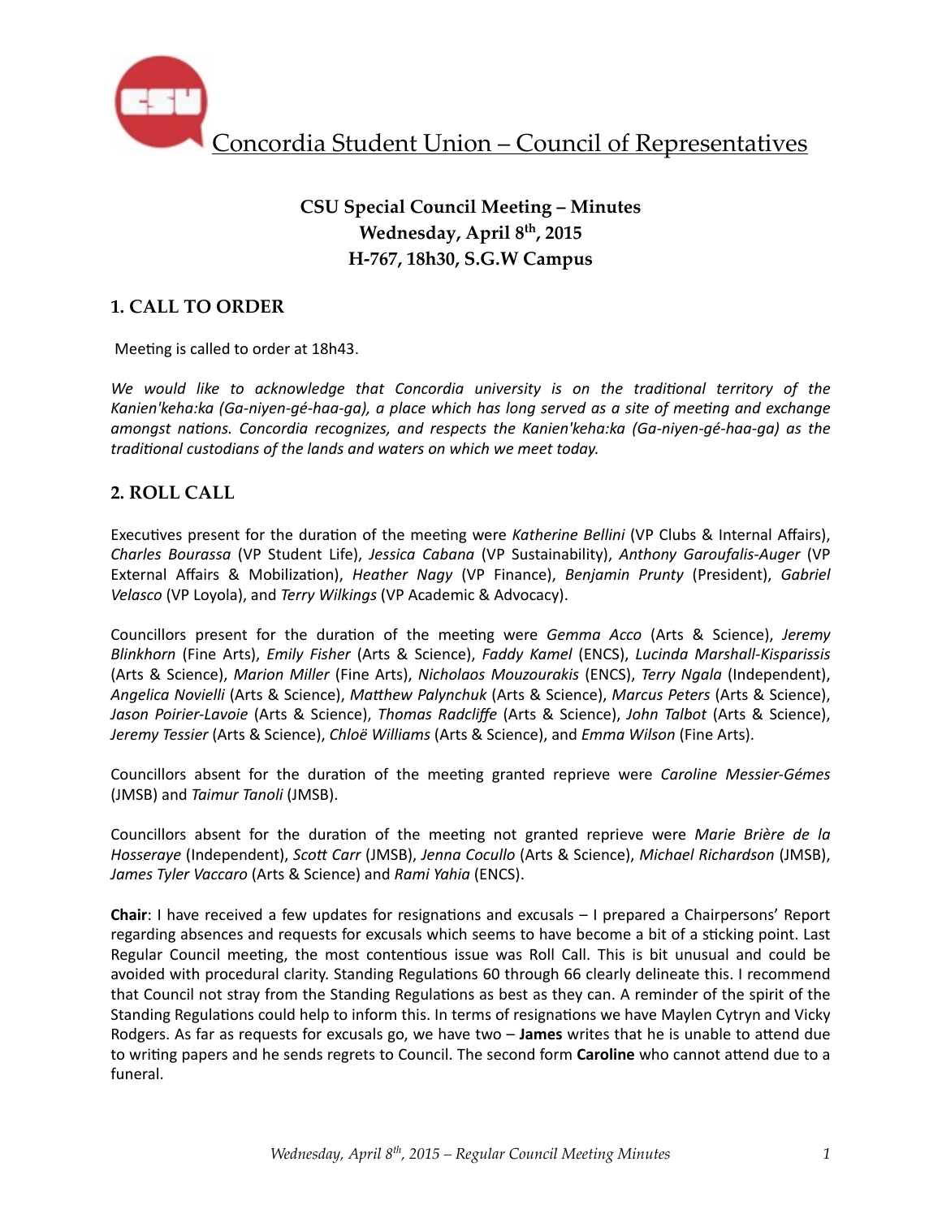Concordia Student Union – Council of Representatives

# CSU Special Council Meeting – Minutes

**Wednesday, April 8th, 2015**
**H-767, 18h30, S.G.W Campus**

## 1. CALL TO ORDER

Meeting is called to order at 18h43.

*We would like to acknowledge that Concordia university is on the traditional territory of the Kanien'keha:ka (Ga-niyen-gé-haa-ga), a place which has long served as a site of meeting and exchange amongst nations. Concordia recognizes, and respects the Kanien'keha:ka (Ga-niyen-gé-haa-ga) as the traditional custodians of the lands and waters on which we meet today.*

## 2. ROLL CALL

Executives present for the duration of the meeting were *Katherine Bellini* (VP Clubs & Internal Affairs), *Charles Bourassa* (VP Student Life), *Jessica Cabana* (VP Sustainability), *Anthony Garoufalis-Auger* (VP External Affairs & Mobilization), *Heather Nagy* (VP Finance), *Benjamin Prunty* (President), *Gabriel Velasco* (VP Loyola), and *Terry Wilkings* (VP Academic & Advocacy).

Councillors present for the duration of the meeting were *Gemma Acco* (Arts & Science), *Jeremy Blinkhorn* (Fine Arts), *Emily Fisher* (Arts & Science), *Faddy Kamel* (ENCS), *Lucinda Marshall-Kisparissis* (Arts & Science), *Marion Miller* (Fine Arts), *Nicholaos Mouzourakis* (ENCS), *Terry Ngala* (Independent), *Angelica Novielli* (Arts & Science), *Matthew Palynchuk* (Arts & Science), *Marcus Peters* (Arts & Science), *Jason Poirier-Lavoie* (Arts & Science), *Thomas Radcliffe* (Arts & Science), *John Talbot* (Arts & Science), *Jeremy Tessier* (Arts & Science), *Chloë Williams* (Arts & Science), and *Emma Wilson* (Fine Arts).

Councillors absent for the duration of the meeting granted reprieve were *Caroline Messier-Gémes* (JMSB) and *Taimur Tanoli* (JMSB).

Councillors absent for the duration of the meeting not granted reprieve were *Marie Brière de la Hosseraye* (Independent), *Scott Carr* (JMSB), *Jenna Cocullo* (Arts & Science), *Michael Richardson* (JMSB), *James Tyler Vaccaro* (Arts & Science) and *Rami Yahia* (ENCS).

**Chair**: I have received a few updates for resignations and excusals – I prepared a Chairpersons' Report regarding absences and requests for excusals which seems to have become a bit of a sticking point. Last Regular Council meeting, the most contentious issue was Roll Call. This is bit unusual and could be avoided with procedural clarity. Standing Regulations 60 through 66 clearly delineate this. I recommend that Council not stray from the Standing Regulations as best as they can. A reminder of the spirit of the Standing Regulations could help to inform this. In terms of resignations we have Maylen Cytryn and Vicky Rodgers. As far as requests for excusals go, we have two – **James** writes that he is unable to attend due to writing papers and he sends regrets to Council. The second form **Caroline** who cannot attend due to a funeral.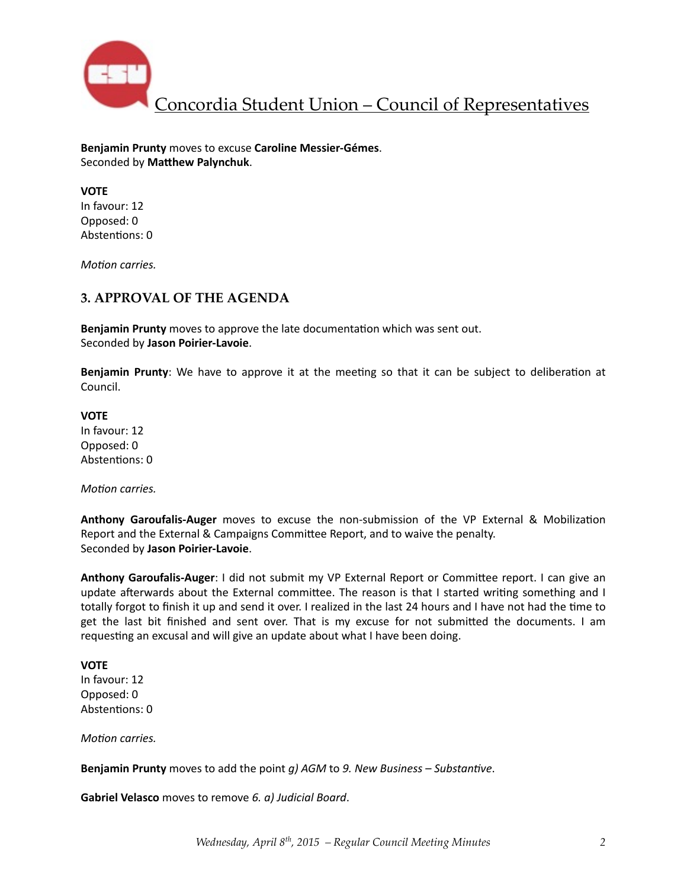**Benjamin Prunty** moves to excuse **Caroline Messier-Gémes**.
Seconded by **Matthew Palynchuk**.

**VOTE**
In favour: 12
Opposed: 0
Abstentions: 0

*Motion carries.*

### 3. APPROVAL OF THE AGENDA

**Benjamin Prunty** moves to approve the late documentation which was sent out.
Seconded by **Jason Poirier-Lavoie**.

**Benjamin Prunty**: We have to approve it at the meeting so that it can be subject to deliberation at Council.

**VOTE**
In favour: 12
Opposed: 0
Abstentions: 0

*Motion carries.*

**Anthony Garoufalis-Auger** moves to excuse the non-submission of the VP External & Mobilization Report and the External & Campaigns Committee Report, and to waive the penalty.
Seconded by **Jason Poirier-Lavoie**.

**Anthony Garoufalis-Auger**: I did not submit my VP External Report or Committee report. I can give an update afterwards about the External committee. The reason is that I started writing something and I totally forgot to finish it up and send it over. I realized in the last 24 hours and I have not had the time to get the last bit finished and sent over. That is my excuse for not submitted the documents. I am requesting an excusal and will give an update about what I have been doing.

**VOTE**
In favour: 12
Opposed: 0
Abstentions: 0

*Motion carries.*

**Benjamin Prunty** moves to add the point *g) AGM* to *9. New Business – Substantive*.

**Gabriel Velasco** moves to remove *6. a) Judicial Board*.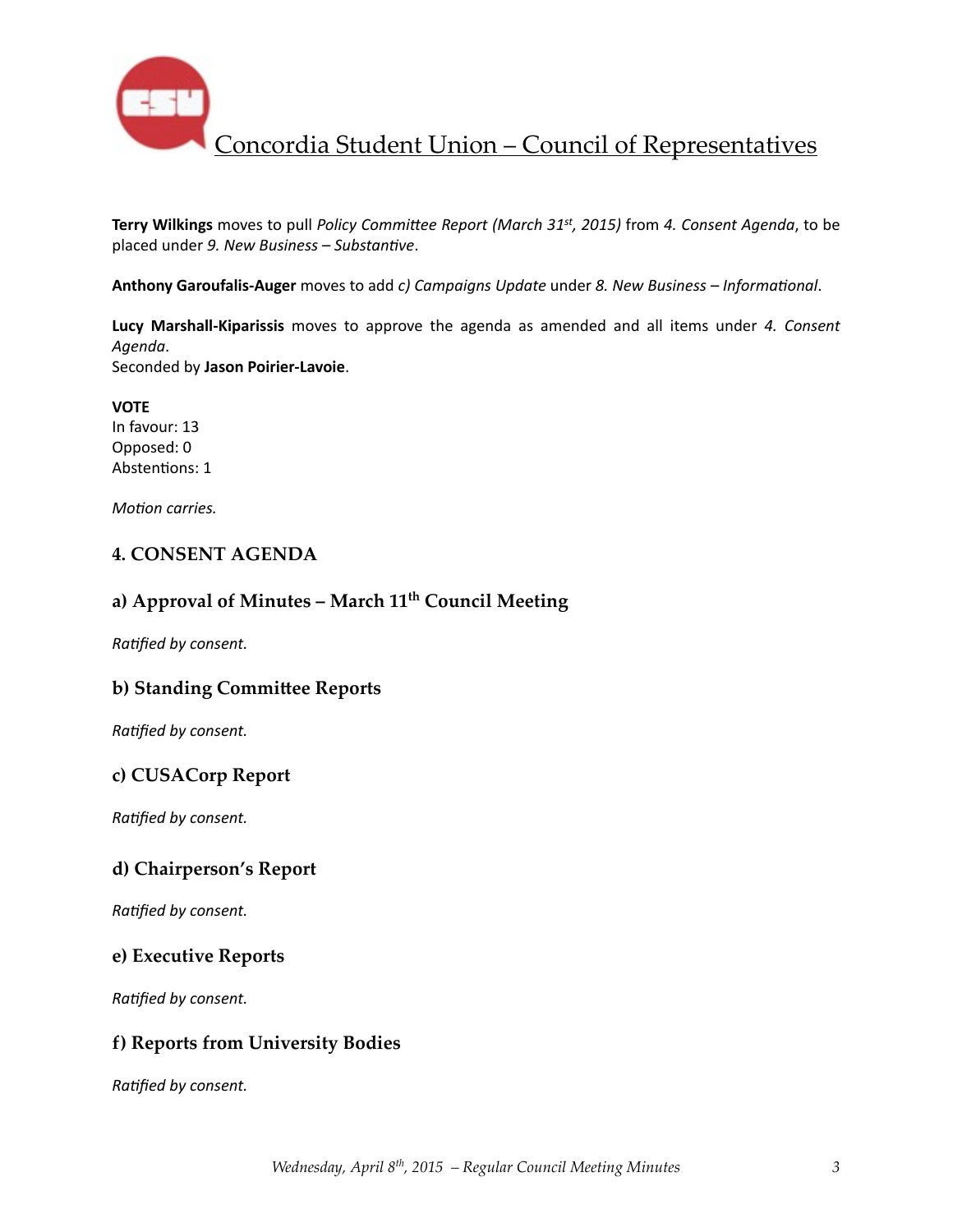**Terry Wilkings** moves to pull *Policy Committee Report (March 31st, 2015)* from *4. Consent Agenda*, to be placed under *9. New Business – Substantive*.

**Anthony Garoufalis-Auger** moves to add *c) Campaigns Update* under *8. New Business – Informational*.

**Lucy Marshall-Kiparissis** moves to approve the agenda as amended and all items under *4. Consent Agenda*.
Seconded by **Jason Poirier-Lavoie**.

**VOTE**
In favour: 13
Opposed: 0
Abstentions: 1

*Motion carries.*

## 4. CONSENT AGENDA

### a) Approval of Minutes – March 11th Council Meeting

*Ratified by consent.*

### b) Standing Committee Reports

*Ratified by consent.*

### c) CUSACorp Report

*Ratified by consent.*

### d) Chairperson's Report

*Ratified by consent.*

### e) Executive Reports

*Ratified by consent.*

### f) Reports from University Bodies

*Ratified by consent.*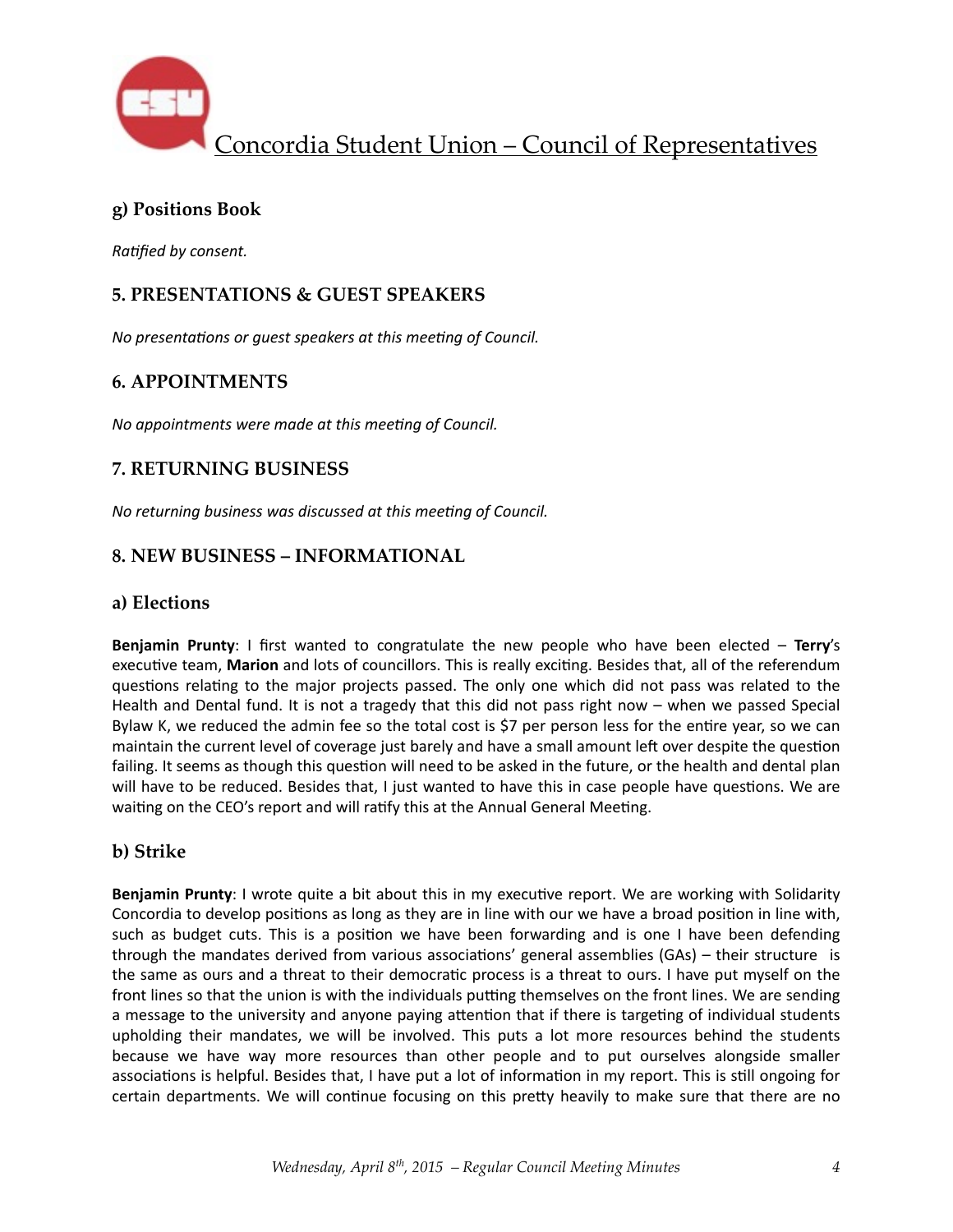### g) Positions Book

*Ratified by consent.*

## 5. PRESENTATIONS & GUEST SPEAKERS

*No presentations or guest speakers at this meeting of Council.*

## 6. APPOINTMENTS

*No appointments were made at this meeting of Council.*

## 7. RETURNING BUSINESS

*No returning business was discussed at this meeting of Council.*

## 8. NEW BUSINESS – INFORMATIONAL

### a) Elections

**Benjamin Prunty**: I first wanted to congratulate the new people who have been elected – **Terry**'s executive team, **Marion** and lots of councillors. This is really exciting. Besides that, all of the referendum questions relating to the major projects passed. The only one which did not pass was related to the Health and Dental fund. It is not a tragedy that this did not pass right now – when we passed Special Bylaw K, we reduced the admin fee so the total cost is $7 per person less for the entire year, so we can maintain the current level of coverage just barely and have a small amount left over despite the question failing. It seems as though this question will need to be asked in the future, or the health and dental plan will have to be reduced. Besides that, I just wanted to have this in case people have questions. We are waiting on the CEO's report and will ratify this at the Annual General Meeting.

### b) Strike

**Benjamin Prunty**: I wrote quite a bit about this in my executive report. We are working with Solidarity Concordia to develop positions as long as they are in line with our we have a broad position in line with, such as budget cuts. This is a position we have been forwarding and is one I have been defending through the mandates derived from various associations' general assemblies (GAs) – their structure is the same as ours and a threat to their democratic process is a threat to ours. I have put myself on the front lines so that the union is with the individuals putting themselves on the front lines. We are sending a message to the university and anyone paying attention that if there is targeting of individual students upholding their mandates, we will be involved. This puts a lot more resources behind the students because we have way more resources than other people and to put ourselves alongside smaller associations is helpful. Besides that, I have put a lot of information in my report. This is still ongoing for certain departments. We will continue focusing on this pretty heavily to make sure that there are no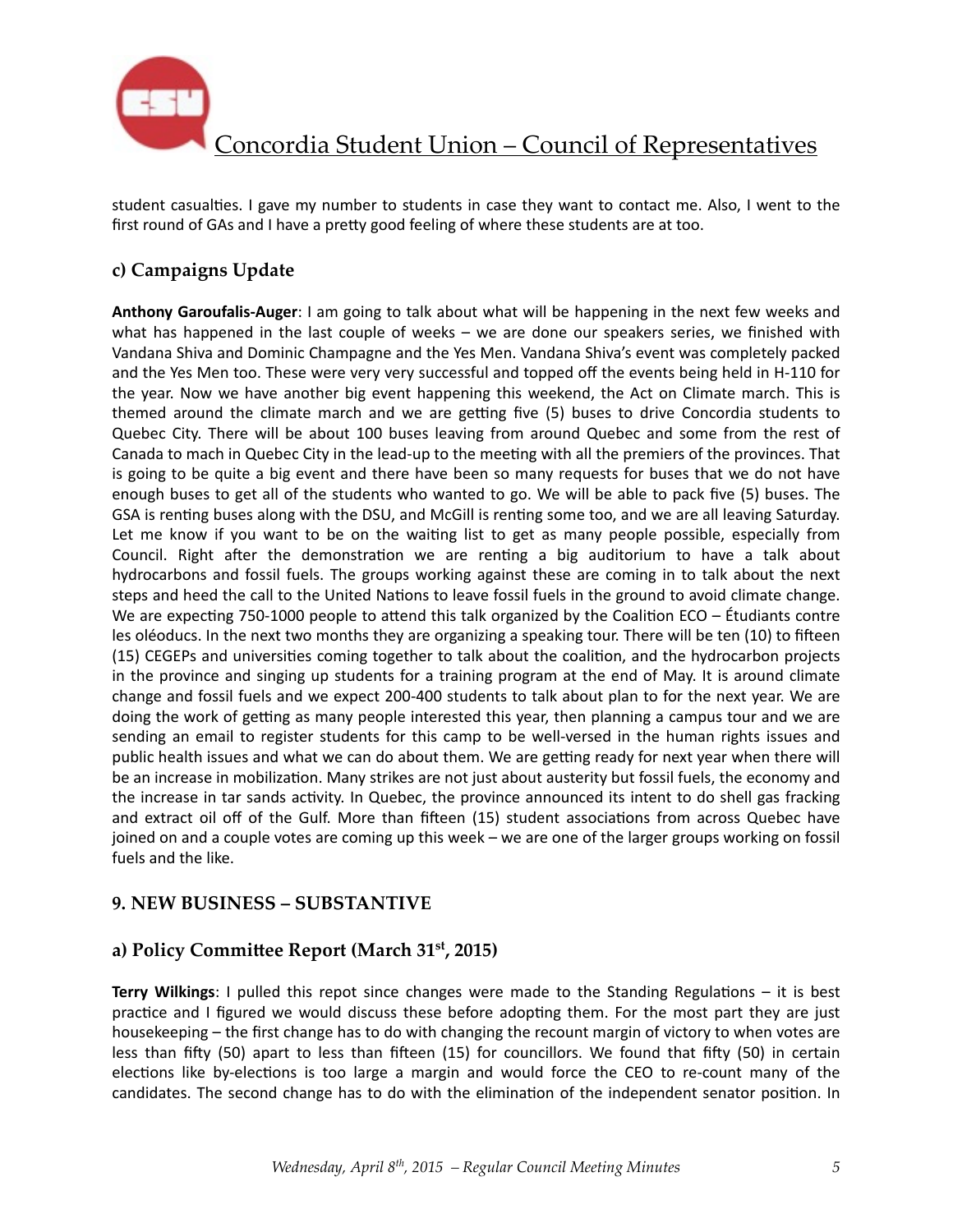student casualties. I gave my number to students in case they want to contact me. Also, I went to the first round of GAs and I have a pretty good feeling of where these students are at too.

### c) Campaigns Update

**Anthony Garoufalis-Auger**: I am going to talk about what will be happening in the next few weeks and what has happened in the last couple of weeks – we are done our speakers series, we finished with Vandana Shiva and Dominic Champagne and the Yes Men. Vandana Shiva's event was completely packed and the Yes Men too. These were very very successful and topped off the events being held in H-110 for the year. Now we have another big event happening this weekend, the Act on Climate march. This is themed around the climate march and we are getting five (5) buses to drive Concordia students to Quebec City. There will be about 100 buses leaving from around Quebec and some from the rest of Canada to mach in Quebec City in the lead-up to the meeting with all the premiers of the provinces. That is going to be quite a big event and there have been so many requests for buses that we do not have enough buses to get all of the students who wanted to go. We will be able to pack five (5) buses. The GSA is renting buses along with the DSU, and McGill is renting some too, and we are all leaving Saturday. Let me know if you want to be on the waiting list to get as many people possible, especially from Council. Right after the demonstration we are renting a big auditorium to have a talk about hydrocarbons and fossil fuels. The groups working against these are coming in to talk about the next steps and heed the call to the United Nations to leave fossil fuels in the ground to avoid climate change. We are expecting 750-1000 people to attend this talk organized by the Coalition ECO – Étudiants contre les oléoducs. In the next two months they are organizing a speaking tour. There will be ten (10) to fifteen (15) CEGEPs and universities coming together to talk about the coalition, and the hydrocarbon projects in the province and singing up students for a training program at the end of May. It is around climate change and fossil fuels and we expect 200-400 students to talk about plan to for the next year. We are doing the work of getting as many people interested this year, then planning a campus tour and we are sending an email to register students for this camp to be well-versed in the human rights issues and public health issues and what we can do about them. We are getting ready for next year when there will be an increase in mobilization. Many strikes are not just about austerity but fossil fuels, the economy and the increase in tar sands activity. In Quebec, the province announced its intent to do shell gas fracking and extract oil off of the Gulf. More than fifteen (15) student associations from across Quebec have joined on and a couple votes are coming up this week – we are one of the larger groups working on fossil fuels and the like.

## 9. NEW BUSINESS – SUBSTANTIVE

### a) Policy Committee Report (March 31st, 2015)

**Terry Wilkings**: I pulled this repot since changes were made to the Standing Regulations – it is best practice and I figured we would discuss these before adopting them. For the most part they are just housekeeping – the first change has to do with changing the recount margin of victory to when votes are less than fifty (50) apart to less than fifteen (15) for councillors. We found that fifty (50) in certain elections like by-elections is too large a margin and would force the CEO to re-count many of the candidates. The second change has to do with the elimination of the independent senator position. In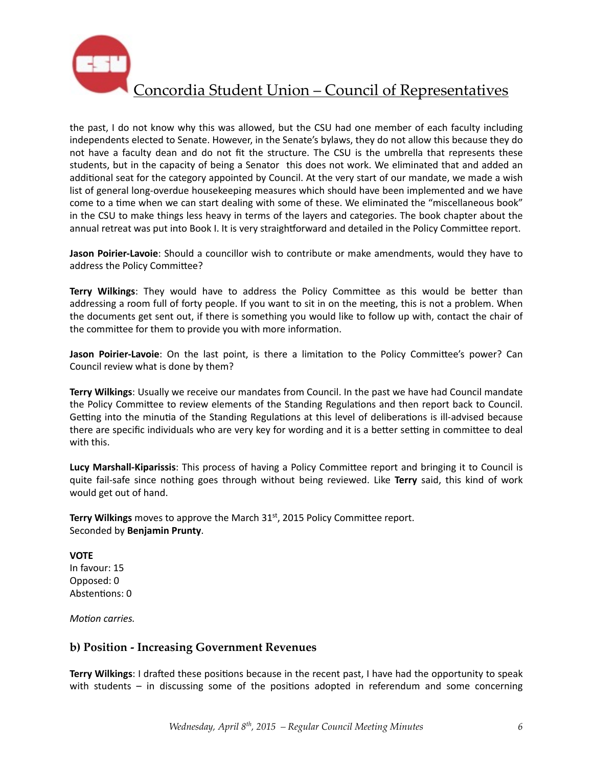the past, I do not know why this was allowed, but the CSU had one member of each faculty including independents elected to Senate. However, in the Senate's bylaws, they do not allow this because they do not have a faculty dean and do not fit the structure. The CSU is the umbrella that represents these students, but in the capacity of being a Senator this does not work. We eliminated that and added an additional seat for the category appointed by Council. At the very start of our mandate, we made a wish list of general long-overdue housekeeping measures which should have been implemented and we have come to a time when we can start dealing with some of these. We eliminated the "miscellaneous book" in the CSU to make things less heavy in terms of the layers and categories. The book chapter about the annual retreat was put into Book I. It is very straightforward and detailed in the Policy Committee report.

**Jason Poirier-Lavoie**: Should a councillor wish to contribute or make amendments, would they have to address the Policy Committee?

**Terry Wilkings**: They would have to address the Policy Committee as this would be better than addressing a room full of forty people. If you want to sit in on the meeting, this is not a problem. When the documents get sent out, if there is something you would like to follow up with, contact the chair of the committee for them to provide you with more information.

**Jason Poirier-Lavoie**: On the last point, is there a limitation to the Policy Committee's power? Can Council review what is done by them?

**Terry Wilkings**: Usually we receive our mandates from Council. In the past we have had Council mandate the Policy Committee to review elements of the Standing Regulations and then report back to Council. Getting into the minutia of the Standing Regulations at this level of deliberations is ill-advised because there are specific individuals who are very key for wording and it is a better setting in committee to deal with this.

**Lucy Marshall-Kiparissis**: This process of having a Policy Committee report and bringing it to Council is quite fail-safe since nothing goes through without being reviewed. Like **Terry** said, this kind of work would get out of hand.

**Terry Wilkings** moves to approve the March 31st, 2015 Policy Committee report.
Seconded by **Benjamin Prunty**.

**VOTE**
In favour: 15
Opposed: 0
Abstentions: 0

*Motion carries.*

## b) Position - Increasing Government Revenues

**Terry Wilkings**: I drafted these positions because in the recent past, I have had the opportunity to speak with students – in discussing some of the positions adopted in referendum and some concerning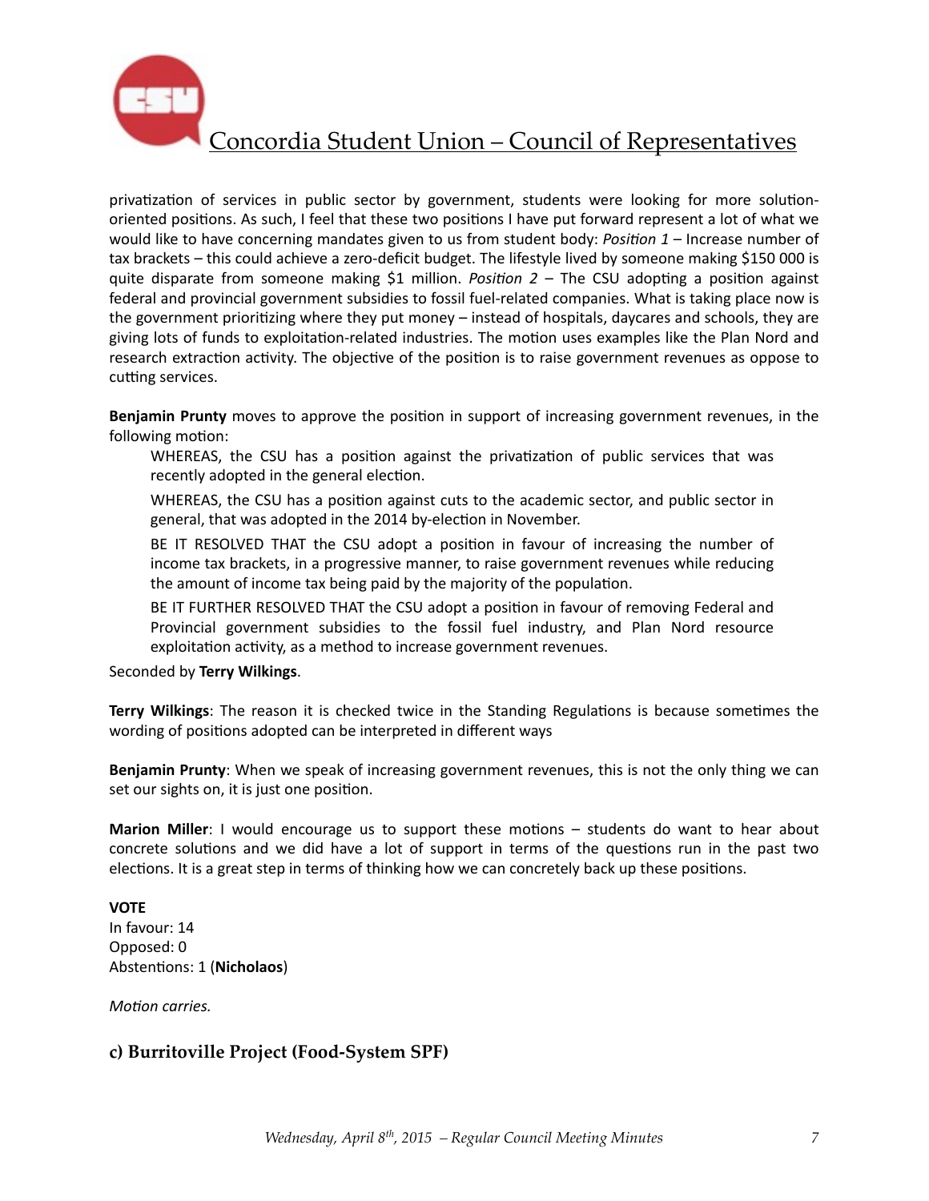privatization of services in public sector by government, students were looking for more solution-oriented positions. As such, I feel that these two positions I have put forward represent a lot of what we would like to have concerning mandates given to us from student body: *Position 1* – Increase number of tax brackets – this could achieve a zero-deficit budget. The lifestyle lived by someone making $150 000 is quite disparate from someone making $1 million. *Position 2* – The CSU adopting a position against federal and provincial government subsidies to fossil fuel-related companies. What is taking place now is the government prioritizing where they put money – instead of hospitals, daycares and schools, they are giving lots of funds to exploitation-related industries. The motion uses examples like the Plan Nord and research extraction activity. The objective of the position is to raise government revenues as oppose to cutting services.

**Benjamin Prunty** moves to approve the position in support of increasing government revenues, in the following motion:

> WHEREAS, the CSU has a position against the privatization of public services that was recently adopted in the general election.
>
> WHEREAS, the CSU has a position against cuts to the academic sector, and public sector in general, that was adopted in the 2014 by-election in November.
>
> BE IT RESOLVED THAT the CSU adopt a position in favour of increasing the number of income tax brackets, in a progressive manner, to raise government revenues while reducing the amount of income tax being paid by the majority of the population.
>
> BE IT FURTHER RESOLVED THAT the CSU adopt a position in favour of removing Federal and Provincial government subsidies to the fossil fuel industry, and Plan Nord resource exploitation activity, as a method to increase government revenues.

Seconded by **Terry Wilkings**.

**Terry Wilkings**: The reason it is checked twice in the Standing Regulations is because sometimes the wording of positions adopted can be interpreted in different ways

**Benjamin Prunty**: When we speak of increasing government revenues, this is not the only thing we can set our sights on, it is just one position.

**Marion Miller**: I would encourage us to support these motions – students do want to hear about concrete solutions and we did have a lot of support in terms of the questions run in the past two elections. It is a great step in terms of thinking how we can concretely back up these positions.

**VOTE**
In favour: 14
Opposed: 0
Abstentions: 1 (**Nicholaos**)

*Motion carries.*

### c) Burritoville Project (Food-System SPF)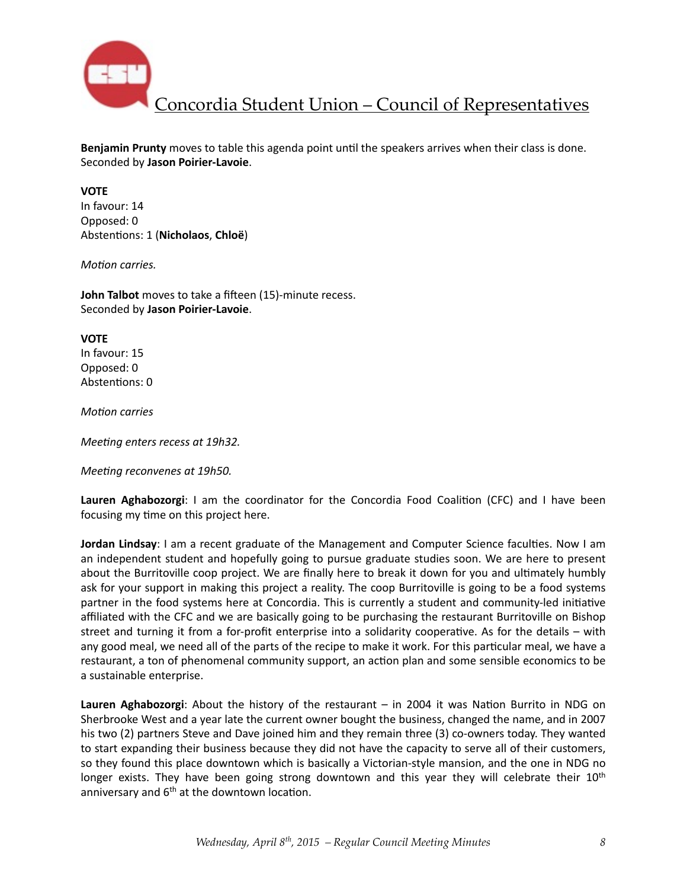**Benjamin Prunty** moves to table this agenda point until the speakers arrives when their class is done. Seconded by **Jason Poirier-Lavoie**.

**VOTE**
In favour: 14
Opposed: 0
Abstentions: 1 (**Nicholaos**, **Chloë**)

*Motion carries.*

**John Talbot** moves to take a fifteen (15)-minute recess.
Seconded by **Jason Poirier-Lavoie**.

**VOTE**
In favour: 15
Opposed: 0
Abstentions: 0

*Motion carries*

*Meeting enters recess at 19h32.*

*Meeting reconvenes at 19h50.*

**Lauren Aghabozorgi**: I am the coordinator for the Concordia Food Coalition (CFC) and I have been focusing my time on this project here.

**Jordan Lindsay**: I am a recent graduate of the Management and Computer Science faculties. Now I am an independent student and hopefully going to pursue graduate studies soon. We are here to present about the Burritoville coop project. We are finally here to break it down for you and ultimately humbly ask for your support in making this project a reality. The coop Burritoville is going to be a food systems partner in the food systems here at Concordia. This is currently a student and community-led initiative affiliated with the CFC and we are basically going to be purchasing the restaurant Burritoville on Bishop street and turning it from a for-profit enterprise into a solidarity cooperative. As for the details – with any good meal, we need all of the parts of the recipe to make it work. For this particular meal, we have a restaurant, a ton of phenomenal community support, an action plan and some sensible economics to be a sustainable enterprise.

**Lauren Aghabozorgi**: About the history of the restaurant – in 2004 it was Nation Burrito in NDG on Sherbrooke West and a year late the current owner bought the business, changed the name, and in 2007 his two (2) partners Steve and Dave joined him and they remain three (3) co-owners today. They wanted to start expanding their business because they did not have the capacity to serve all of their customers, so they found this place downtown which is basically a Victorian-style mansion, and the one in NDG no longer exists. They have been going strong downtown and this year they will celebrate their 10th anniversary and 6th at the downtown location.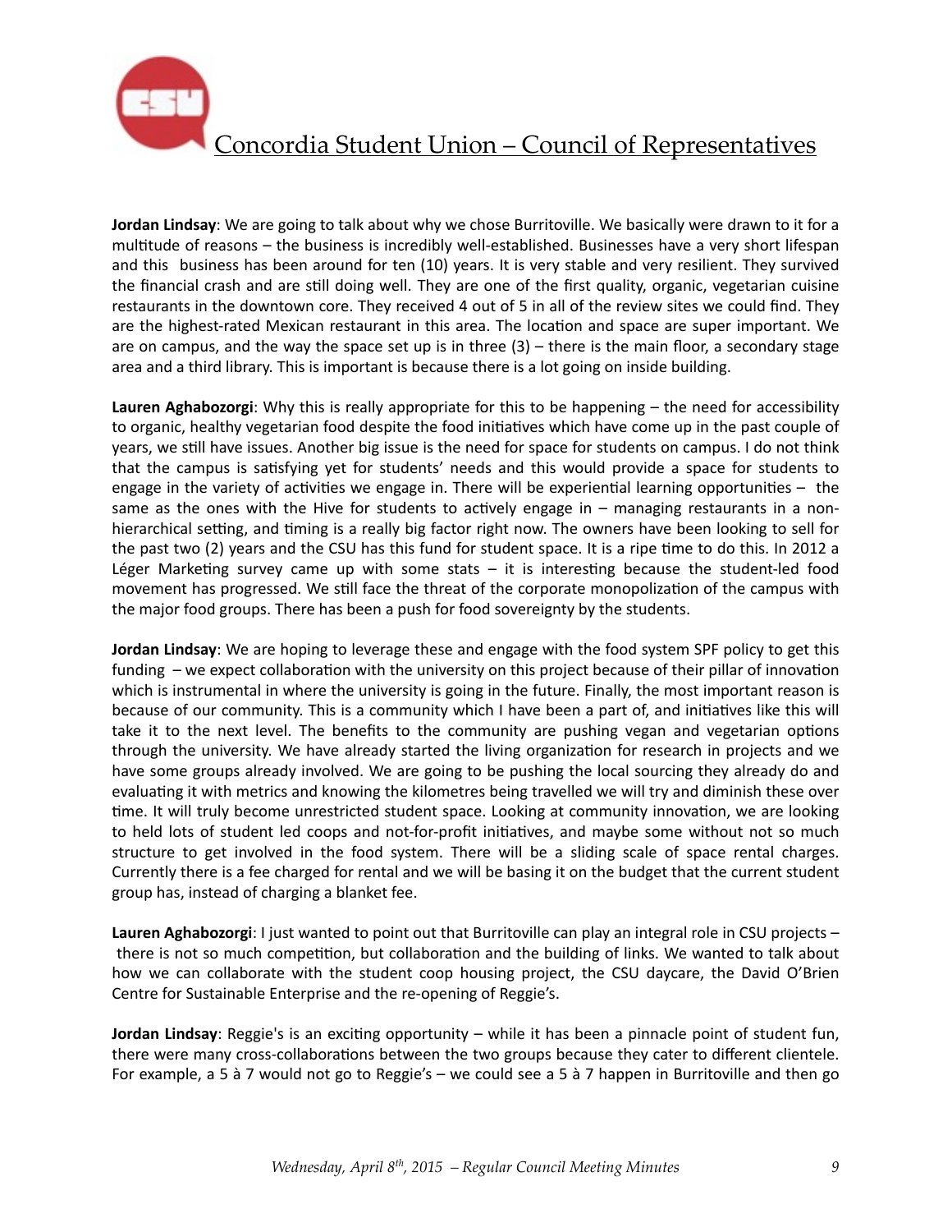**Jordan Lindsay**: We are going to talk about why we chose Burritoville. We basically were drawn to it for a multitude of reasons – the business is incredibly well-established. Businesses have a very short lifespan and this business has been around for ten (10) years. It is very stable and very resilient. They survived the financial crash and are still doing well. They are one of the first quality, organic, vegetarian cuisine restaurants in the downtown core. They received 4 out of 5 in all of the review sites we could find. They are the highest-rated Mexican restaurant in this area. The location and space are super important. We are on campus, and the way the space set up is in three (3) – there is the main floor, a secondary stage area and a third library. This is important because there is a lot going on inside building.

**Lauren Aghabozorgi**: Why this is really appropriate for this to be happening – the need for accessibility to organic, healthy vegetarian food despite the food initiatives which have come up in the past couple of years, we still have issues. Another big issue is the need for space for students on campus. I do not think that the campus is satisfying yet for students' needs and this would provide a space for students to engage in the variety of activities we engage in. There will be experiential learning opportunities – the same as the ones with the Hive for students to actively engage in – managing restaurants in a non-hierarchical setting, and timing is a really big factor right now. The owners have been looking to sell for the past two (2) years and the CSU has this fund for student space. It is a ripe time to do this. In 2012 a Léger Marketing survey came up with some stats – it is interesting because the student-led food movement has progressed. We still face the threat of the corporate monopolization of the campus with the major food groups. There has been a push for food sovereignty by the students.

**Jordan Lindsay**: We are hoping to leverage these and engage with the food system SPF policy to get this funding – we expect collaboration with the university on this project because of their pillar of innovation which is instrumental in where the university is going in the future. Finally, the most important reason is because of our community. This is a community which I have been a part of, and initiatives like this will take it to the next level. The benefits to the community are pushing vegan and vegetarian options through the university. We have already started the living organization for research in projects and we have some groups already involved. We are going to be pushing the local sourcing they already do and evaluating it with metrics and knowing the kilometres being travelled we will try and diminish these over time. It will truly become unrestricted student space. Looking at community innovation, we are looking to held lots of student led coops and not-for-profit initiatives, and maybe some without not so much structure to get involved in the food system. There will be a sliding scale of space rental charges. Currently there is a fee charged for rental and we will be basing it on the budget that the current student group has, instead of charging a blanket fee.

**Lauren Aghabozorgi**: I just wanted to point out that Burritoville can play an integral role in CSU projects – there is not so much competition, but collaboration and the building of links. We wanted to talk about how we can collaborate with the student coop housing project, the CSU daycare, the David O'Brien Centre for Sustainable Enterprise and the re-opening of Reggie's.

**Jordan Lindsay**: Reggie's is an exciting opportunity – while it has been a pinnacle point of student fun, there were many cross-collaborations between the two groups because they cater to different clientele. For example, a 5 à 7 would not go to Reggie's – we could see a 5 à 7 happen in Burritoville and then go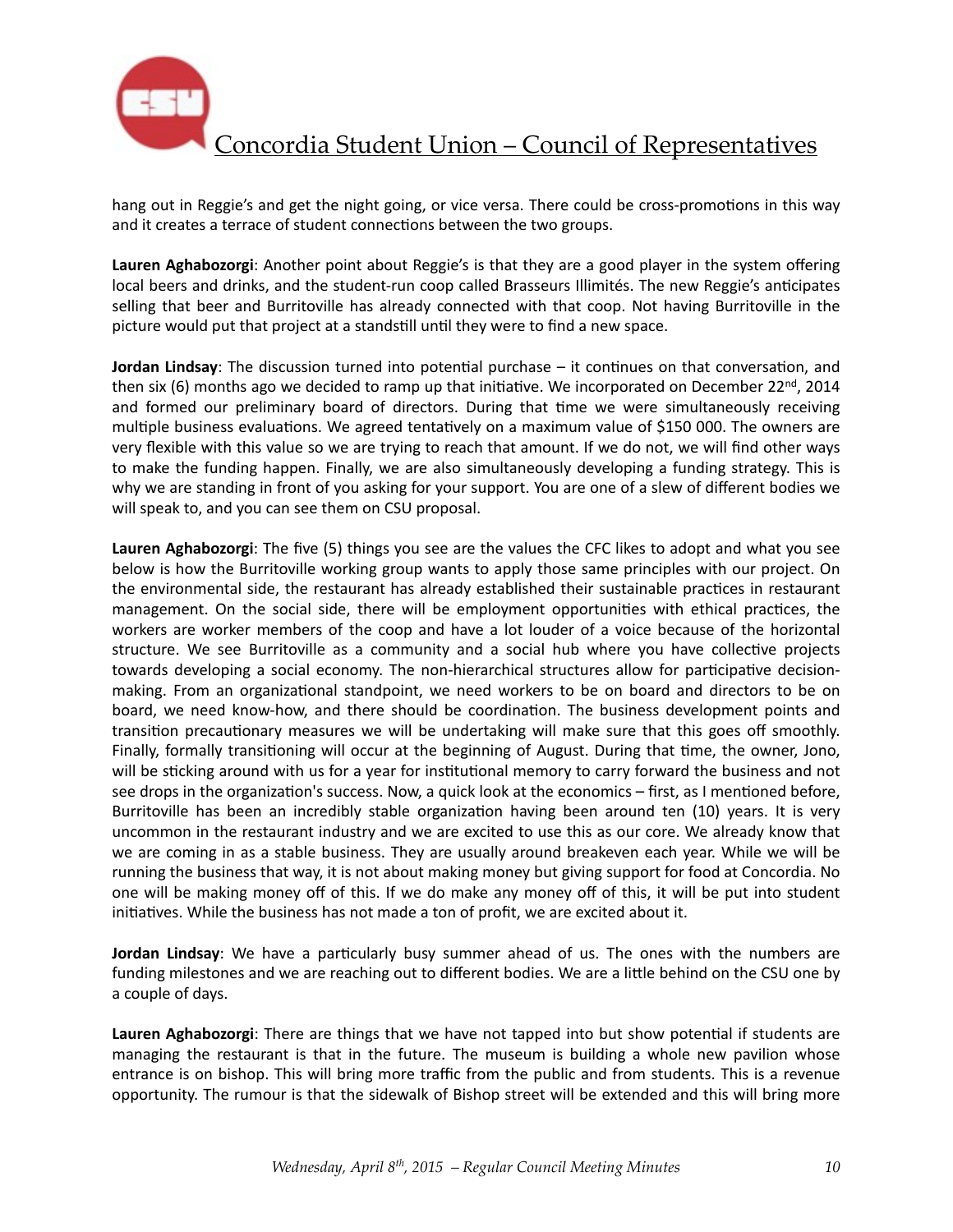hang out in Reggie's and get the night going, or vice versa. There could be cross-promotions in this way and it creates a terrace of student connections between the two groups.

**Lauren Aghabozorgi**: Another point about Reggie's is that they are a good player in the system offering local beers and drinks, and the student-run coop called Brasseurs Illimités. The new Reggie's anticipates selling that beer and Burritoville has already connected with that coop. Not having Burritoville in the picture would put that project at a standstill until they were to find a new space.

**Jordan Lindsay**: The discussion turned into potential purchase – it continues on that conversation, and then six (6) months ago we decided to ramp up that initiative. We incorporated on December 22nd, 2014 and formed our preliminary board of directors. During that time we were simultaneously receiving multiple business evaluations. We agreed tentatively on a maximum value of $150 000. The owners are very flexible with this value so we are trying to reach that amount. If we do not, we will find other ways to make the funding happen. Finally, we are also simultaneously developing a funding strategy. This is why we are standing in front of you asking for your support. You are one of a slew of different bodies we will speak to, and you can see them on CSU proposal.

**Lauren Aghabozorgi**: The five (5) things you see are the values the CFC likes to adopt and what you see below is how the Burritoville working group wants to apply those same principles with our project. On the environmental side, the restaurant has already established their sustainable practices in restaurant management. On the social side, there will be employment opportunities with ethical practices, the workers are worker members of the coop and have a lot louder of a voice because of the horizontal structure. We see Burritoville as a community and a social hub where you have collective projects towards developing a social economy. The non-hierarchical structures allow for participative decision-making. From an organizational standpoint, we need workers to be on board and directors to be on board, we need know-how, and there should be coordination. The business development points and transition precautionary measures we will be undertaking will make sure that this goes off smoothly. Finally, formally transitioning will occur at the beginning of August. During that time, the owner, Jono, will be sticking around with us for a year for institutional memory to carry forward the business and not see drops in the organization's success. Now, a quick look at the economics – first, as I mentioned before, Burritoville has been an incredibly stable organization having been around ten (10) years. It is very uncommon in the restaurant industry and we are excited to use this as our core. We already know that we are coming in as a stable business. They are usually around breakeven each year. While we will be running the business that way, it is not about making money but giving support for food at Concordia. No one will be making money off of this. If we do make any money off of this, it will be put into student initiatives. While the business has not made a ton of profit, we are excited about it.

**Jordan Lindsay**: We have a particularly busy summer ahead of us. The ones with the numbers are funding milestones and we are reaching out to different bodies. We are a little behind on the CSU one by a couple of days.

**Lauren Aghabozorgi**: There are things that we have not tapped into but show potential if students are managing the restaurant is that in the future. The museum is building a whole new pavilion whose entrance is on bishop. This will bring more traffic from the public and from students. This is a revenue opportunity. The rumour is that the sidewalk of Bishop street will be extended and this will bring more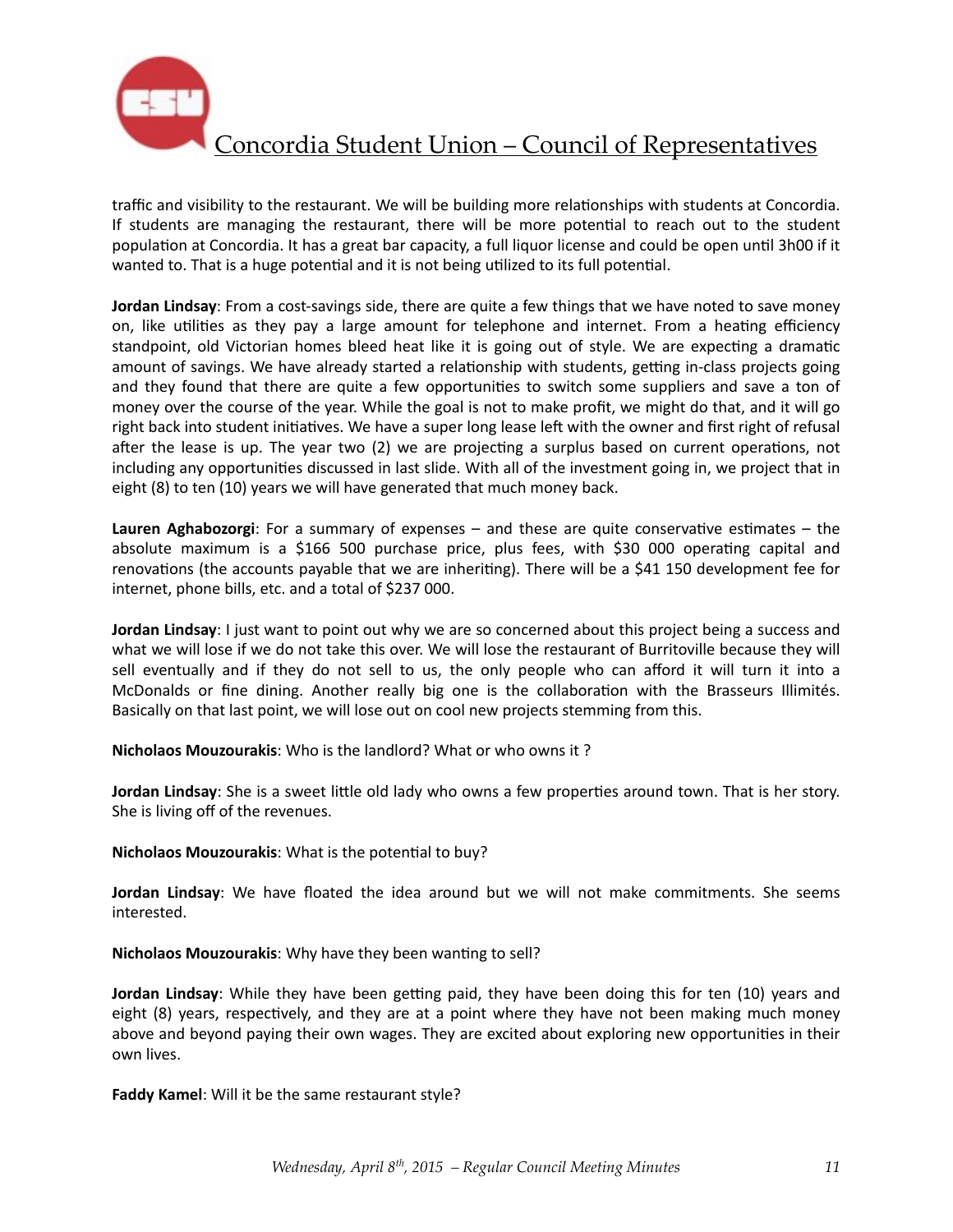traffic and visibility to the restaurant. We will be building more relationships with students at Concordia. If students are managing the restaurant, there will be more potential to reach out to the student population at Concordia. It has a great bar capacity, a full liquor license and could be open until 3h00 if it wanted to. That is a huge potential and it is not being utilized to its full potential.

**Jordan Lindsay**: From a cost-savings side, there are quite a few things that we have noted to save money on, like utilities as they pay a large amount for telephone and internet. From a heating efficiency standpoint, old Victorian homes bleed heat like it is going out of style. We are expecting a dramatic amount of savings. We have already started a relationship with students, getting in-class projects going and they found that there are quite a few opportunities to switch some suppliers and save a ton of money over the course of the year. While the goal is not to make profit, we might do that, and it will go right back into student initiatives. We have a super long lease left with the owner and first right of refusal after the lease is up. The year two (2) we are projecting a surplus based on current operations, not including any opportunities discussed in last slide. With all of the investment going in, we project that in eight (8) to ten (10) years we will have generated that much money back.

**Lauren Aghabozorgi**: For a summary of expenses – and these are quite conservative estimates – the absolute maximum is a $166 500 purchase price, plus fees, with $30 000 operating capital and renovations (the accounts payable that we are inheriting). There will be a $41 150 development fee for internet, phone bills, etc. and a total of $237 000.

**Jordan Lindsay**: I just want to point out why we are so concerned about this project being a success and what we will lose if we do not take this over. We will lose the restaurant of Burritoville because they will sell eventually and if they do not sell to us, the only people who can afford it will turn it into a McDonalds or fine dining. Another really big one is the collaboration with the Brasseurs Illimités. Basically on that last point, we will lose out on cool new projects stemming from this.

**Nicholaos Mouzourakis**: Who is the landlord? What or who owns it ?

**Jordan Lindsay**: She is a sweet little old lady who owns a few properties around town. That is her story. She is living off of the revenues.

**Nicholaos Mouzourakis**: What is the potential to buy?

**Jordan Lindsay**: We have floated the idea around but we will not make commitments. She seems interested.

**Nicholaos Mouzourakis**: Why have they been wanting to sell?

**Jordan Lindsay**: While they have been getting paid, they have been doing this for ten (10) years and eight (8) years, respectively, and they are at a point where they have not been making much money above and beyond paying their own wages. They are excited about exploring new opportunities in their own lives.

**Faddy Kamel**: Will it be the same restaurant style?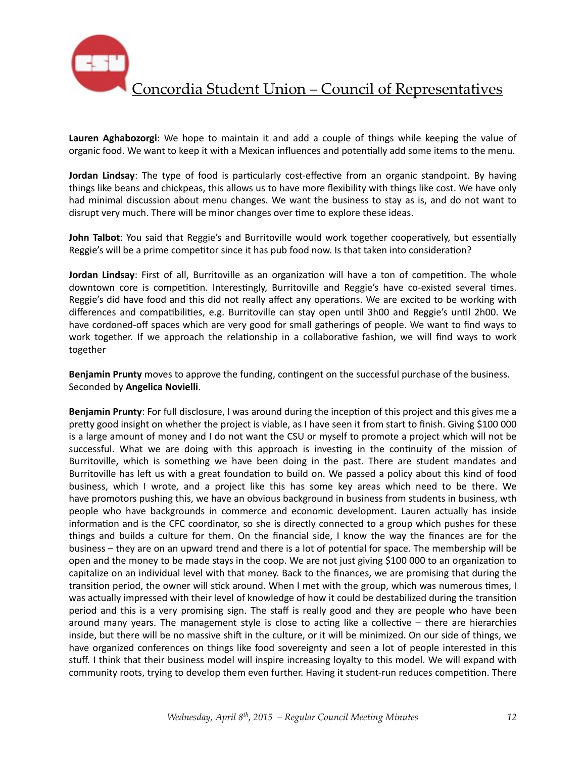**Lauren Aghabozorgi**: We hope to maintain it and add a couple of things while keeping the value of organic food. We want to keep it with a Mexican influences and potentially add some items to the menu.

**Jordan Lindsay**: The type of food is particularly cost-effective from an organic standpoint. By having things like beans and chickpeas, this allows us to have more flexibility with things like cost. We have only had minimal discussion about menu changes. We want the business to stay as is, and do not want to disrupt very much. There will be minor changes over time to explore these ideas.

**John Talbot**: You said that Reggie's and Burritoville would work together cooperatively, but essentially Reggie's will be a prime competitor since it has pub food now. Is that taken into consideration?

**Jordan Lindsay**: First of all, Burritoville as an organization will have a ton of competition. The whole downtown core is competition. Interestingly, Burritoville and Reggie's have co-existed several times. Reggie's did have food and this did not really affect any operations. We are excited to be working with differences and compatibilities, e.g. Burritoville can stay open until 3h00 and Reggie's until 2h00. We have cordoned-off spaces which are very good for small gatherings of people. We want to find ways to work together. If we approach the relationship in a collaborative fashion, we will find ways to work together

**Benjamin Prunty** moves to approve the funding, contingent on the successful purchase of the business. Seconded by **Angelica Novielli**.

**Benjamin Prunty**: For full disclosure, I was around during the inception of this project and this gives me a pretty good insight on whether the project is viable, as I have seen it from start to finish. Giving $100 000 is a large amount of money and I do not want the CSU or myself to promote a project which will not be successful. What we are doing with this approach is investing in the continuity of the mission of Burritoville, which is something we have been doing in the past. There are student mandates and Burritoville has left us with a great foundation to build on. We passed a policy about this kind of food business, which I wrote, and a project like this has some key areas which need to be there. We have promotors pushing this, we have an obvious background in business from students in business, wth people who have backgrounds in commerce and economic development. Lauren actually has inside information and is the CFC coordinator, so she is directly connected to a group which pushes for these things and builds a culture for them. On the financial side, I know the way the finances are for the business – they are on an upward trend and there is a lot of potential for space. The membership will be open and the money to be made stays in the coop. We are not just giving $100 000 to an organization to capitalize on an individual level with that money. Back to the finances, we are promising that during the transition period, the owner will stick around. When I met with the group, which was numerous times, I was actually impressed with their level of knowledge of how it could be destabilized during the transition period and this is a very promising sign. The staff is really good and they are people who have been around many years. The management style is close to acting like a collective – there are hierarchies inside, but there will be no massive shift in the culture, or it will be minimized. On our side of things, we have organized conferences on things like food sovereignty and seen a lot of people interested in this stuff. I think that their business model will inspire increasing loyalty to this model. We will expand with community roots, trying to develop them even further. Having it student-run reduces competition. There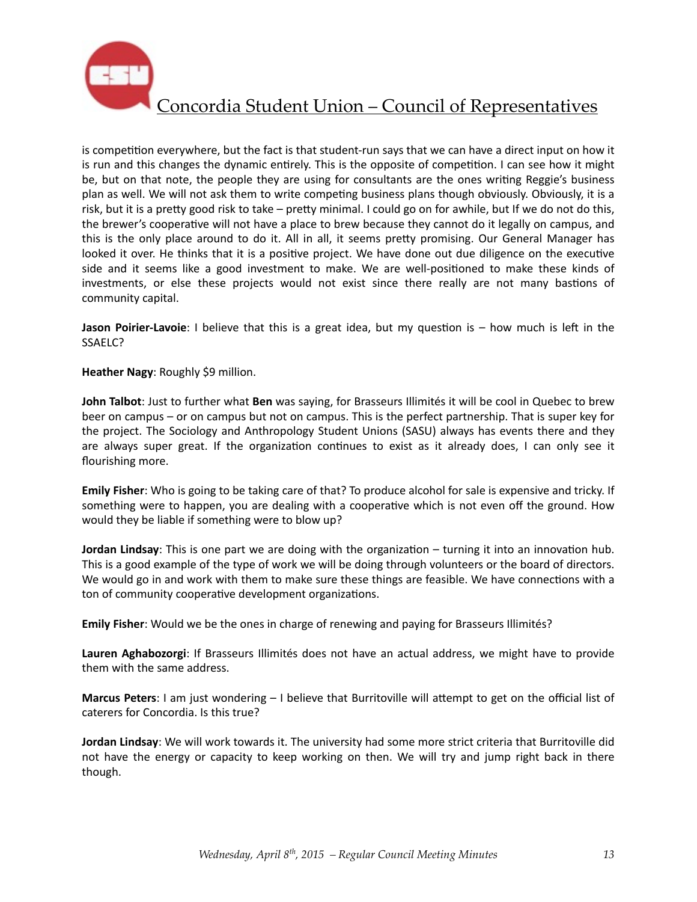is competition everywhere, but the fact is that student-run says that we can have a direct input on how it is run and this changes the dynamic entirely. This is the opposite of competition. I can see how it might be, but on that note, the people they are using for consultants are the ones writing Reggie's business plan as well. We will not ask them to write competing business plans though obviously. Obviously, it is a risk, but it is a pretty good risk to take – pretty minimal. I could go on for awhile, but If we do not do this, the brewer's cooperative will not have a place to brew because they cannot do it legally on campus, and this is the only place around to do it. All in all, it seems pretty promising. Our General Manager has looked it over. He thinks that it is a positive project. We have done out due diligence on the executive side and it seems like a good investment to make. We are well-positioned to make these kinds of investments, or else these projects would not exist since there really are not many bastions of community capital.

**Jason Poirier-Lavoie**: I believe that this is a great idea, but my question is – how much is left in the SSAELC?

**Heather Nagy**: Roughly $9 million.

**John Talbot**: Just to further what **Ben** was saying, for Brasseurs Illimités it will be cool in Quebec to brew beer on campus – or on campus but not on campus. This is the perfect partnership. That is super key for the project. The Sociology and Anthropology Student Unions (SASU) always has events there and they are always super great. If the organization continues to exist as it already does, I can only see it flourishing more.

**Emily Fisher**: Who is going to be taking care of that? To produce alcohol for sale is expensive and tricky. If something were to happen, you are dealing with a cooperative which is not even off the ground. How would they be liable if something were to blow up?

**Jordan Lindsay**: This is one part we are doing with the organization – turning it into an innovation hub. This is a good example of the type of work we will be doing through volunteers or the board of directors. We would go in and work with them to make sure these things are feasible. We have connections with a ton of community cooperative development organizations.

**Emily Fisher**: Would we be the ones in charge of renewing and paying for Brasseurs Illimités?

**Lauren Aghabozorgi**: If Brasseurs Illimités does not have an actual address, we might have to provide them with the same address.

**Marcus Peters**: I am just wondering – I believe that Burritoville will attempt to get on the official list of caterers for Concordia. Is this true?

**Jordan Lindsay**: We will work towards it. The university had some more strict criteria that Burritoville did not have the energy or capacity to keep working on then. We will try and jump right back in there though.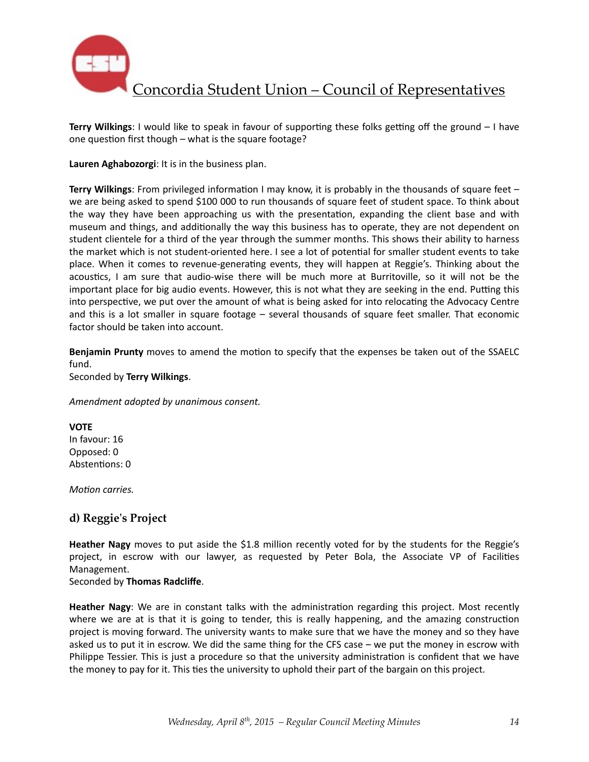**Terry Wilkings**: I would like to speak in favour of supporting these folks getting off the ground – I have one question first though – what is the square footage?

**Lauren Aghabozorgi**: It is in the business plan.

**Terry Wilkings**: From privileged information I may know, it is probably in the thousands of square feet – we are being asked to spend $100 000 to run thousands of square feet of student space. To think about the way they have been approaching us with the presentation, expanding the client base and with museum and things, and additionally the way this business has to operate, they are not dependent on student clientele for a third of the year through the summer months. This shows their ability to harness the market which is not student-oriented here. I see a lot of potential for smaller student events to take place. When it comes to revenue-generating events, they will happen at Reggie's. Thinking about the acoustics, I am sure that audio-wise there will be much more at Burritoville, so it will not be the important place for big audio events. However, this is not what they are seeking in the end. Putting this into perspective, we put over the amount of what is being asked for into relocating the Advocacy Centre and this is a lot smaller in square footage – several thousands of square feet smaller. That economic factor should be taken into account.

**Benjamin Prunty** moves to amend the motion to specify that the expenses be taken out of the SSAELC fund.
Seconded by **Terry Wilkings**.

*Amendment adopted by unanimous consent.*

**VOTE**
In favour: 16
Opposed: 0
Abstentions: 0

*Motion carries.*

### d) Reggie's Project

**Heather Nagy** moves to put aside the $1.8 million recently voted for by the students for the Reggie's project, in escrow with our lawyer, as requested by Peter Bola, the Associate VP of Facilities Management.
Seconded by **Thomas Radcliffe**.

**Heather Nagy**: We are in constant talks with the administration regarding this project. Most recently where we are at is that it is going to tender, this is really happening, and the amazing construction project is moving forward. The university wants to make sure that we have the money and so they have asked us to put it in escrow. We did the same thing for the CFS case – we put the money in escrow with Philippe Tessier. This is just a procedure so that the university administration is confident that we have the money to pay for it. This ties the university to uphold their part of the bargain on this project.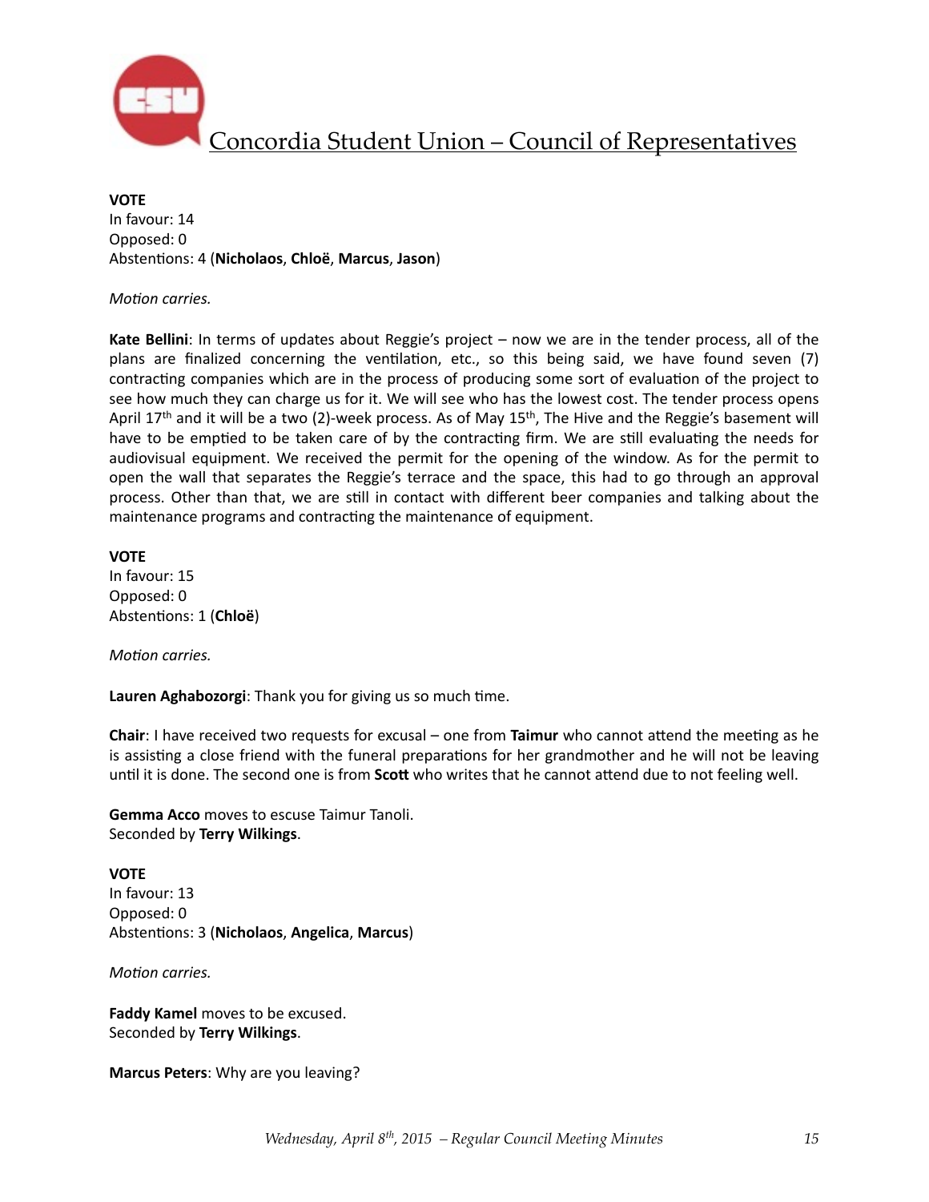**VOTE**
In favour: 14
Opposed: 0
Abstentions: 4 (**Nicholaos**, **Chloë**, **Marcus**, **Jason**)

*Motion carries.*

**Kate Bellini**: In terms of updates about Reggie's project – now we are in the tender process, all of the plans are finalized concerning the ventilation, etc., so this being said, we have found seven (7) contracting companies which are in the process of producing some sort of evaluation of the project to see how much they can charge us for it. We will see who has the lowest cost. The tender process opens April 17th and it will be a two (2)-week process. As of May 15th, The Hive and the Reggie's basement will have to be emptied to be taken care of by the contracting firm. We are still evaluating the needs for audiovisual equipment. We received the permit for the opening of the window. As for the permit to open the wall that separates the Reggie's terrace and the space, this had to go through an approval process. Other than that, we are still in contact with different beer companies and talking about the maintenance programs and contracting the maintenance of equipment.

**VOTE**
In favour: 15
Opposed: 0
Abstentions: 1 (**Chloë**)

*Motion carries.*

**Lauren Aghabozorgi**: Thank you for giving us so much time.

**Chair**: I have received two requests for excusal – one from **Taimur** who cannot attend the meeting as he is assisting a close friend with the funeral preparations for her grandmother and he will not be leaving until it is done. The second one is from **Scott** who writes that he cannot attend due to not feeling well.

**Gemma Acco** moves to escuse Taimur Tanoli.
Seconded by **Terry Wilkings**.

**VOTE**
In favour: 13
Opposed: 0
Abstentions: 3 (**Nicholaos**, **Angelica**, **Marcus**)

*Motion carries.*

**Faddy Kamel** moves to be excused.
Seconded by **Terry Wilkings**.

**Marcus Peters**: Why are you leaving?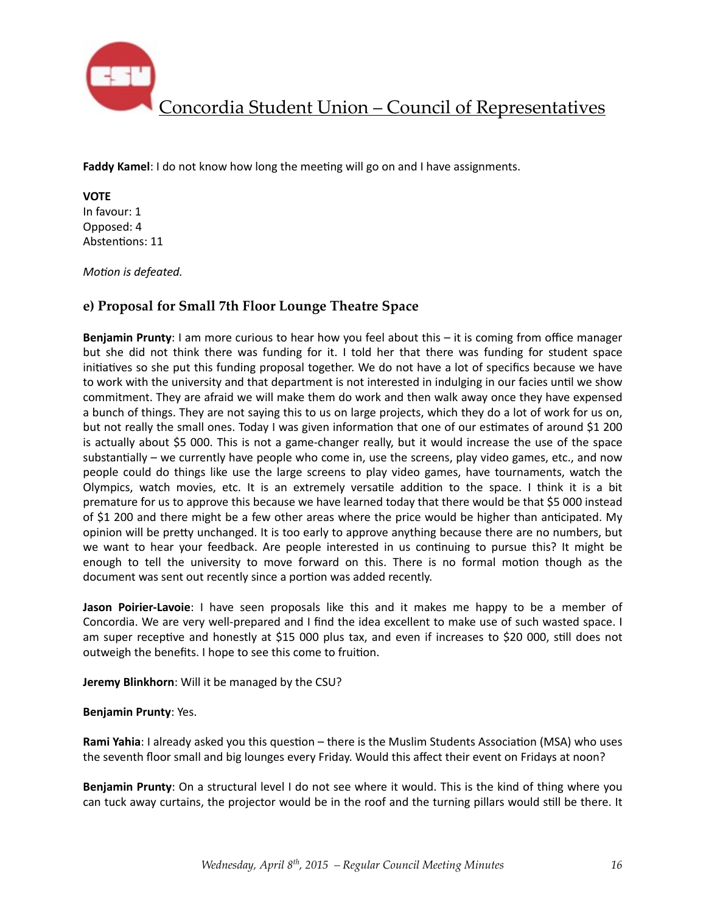**Faddy Kamel**: I do not know how long the meeting will go on and I have assignments.

**VOTE**
In favour: 1
Opposed: 4
Abstentions: 11

*Motion is defeated.*

## e) Proposal for Small 7th Floor Lounge Theatre Space

**Benjamin Prunty**: I am more curious to hear how you feel about this – it is coming from office manager but she did not think there was funding for it. I told her that there was funding for student space initiatives so she put this funding proposal together. We do not have a lot of specifics because we have to work with the university and that department is not interested in indulging in our facies until we show commitment. They are afraid we will make them do work and then walk away once they have expensed a bunch of things. They are not saying this to us on large projects, which they do a lot of work for us on, but not really the small ones. Today I was given information that one of our estimates of around $1 200 is actually about $5 000. This is not a game-changer really, but it would increase the use of the space substantially – we currently have people who come in, use the screens, play video games, etc., and now people could do things like use the large screens to play video games, have tournaments, watch the Olympics, watch movies, etc. It is an extremely versatile addition to the space. I think it is a bit premature for us to approve this because we have learned today that there would be that $5 000 instead of $1 200 and there might be a few other areas where the price would be higher than anticipated. My opinion will be pretty unchanged. It is too early to approve anything because there are no numbers, but we want to hear your feedback. Are people interested in us continuing to pursue this? It might be enough to tell the university to move forward on this. There is no formal motion though as the document was sent out recently since a portion was added recently.

**Jason Poirier-Lavoie**: I have seen proposals like this and it makes me happy to be a member of Concordia. We are very well-prepared and I find the idea excellent to make use of such wasted space. I am super receptive and honestly at $15 000 plus tax, and even if increases to $20 000, still does not outweigh the benefits. I hope to see this come to fruition.

**Jeremy Blinkhorn**: Will it be managed by the CSU?

**Benjamin Prunty**: Yes.

**Rami Yahia**: I already asked you this question – there is the Muslim Students Association (MSA) who uses the seventh floor small and big lounges every Friday. Would this affect their event on Fridays at noon?

**Benjamin Prunty**: On a structural level I do not see where it would. This is the kind of thing where you can tuck away curtains, the projector would be in the roof and the turning pillars would still be there. It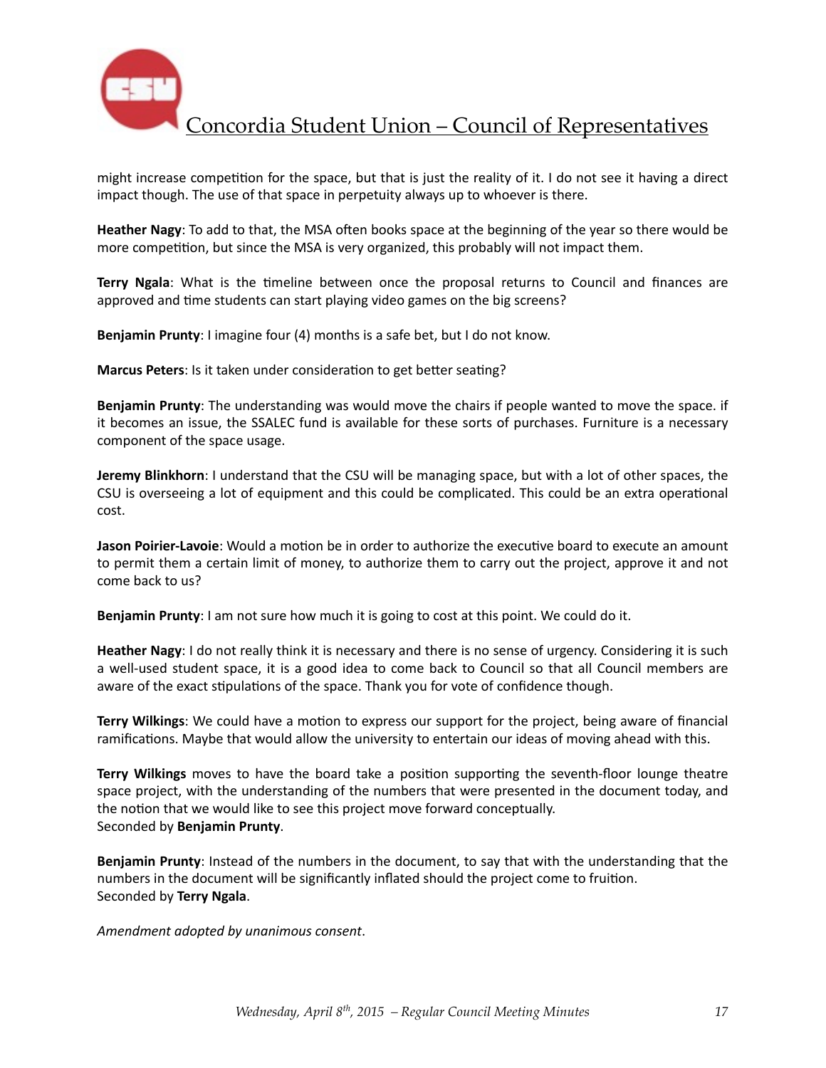might increase competition for the space, but that is just the reality of it. I do not see it having a direct impact though. The use of that space in perpetuity always up to whoever is there.

**Heather Nagy**: To add to that, the MSA often books space at the beginning of the year so there would be more competition, but since the MSA is very organized, this probably will not impact them.

**Terry Ngala**: What is the timeline between once the proposal returns to Council and finances are approved and time students can start playing video games on the big screens?

**Benjamin Prunty**: I imagine four (4) months is a safe bet, but I do not know.

**Marcus Peters**: Is it taken under consideration to get better seating?

**Benjamin Prunty**: The understanding was would move the chairs if people wanted to move the space. if it becomes an issue, the SSALEC fund is available for these sorts of purchases. Furniture is a necessary component of the space usage.

**Jeremy Blinkhorn**: I understand that the CSU will be managing space, but with a lot of other spaces, the CSU is overseeing a lot of equipment and this could be complicated. This could be an extra operational cost.

**Jason Poirier-Lavoie**: Would a motion be in order to authorize the executive board to execute an amount to permit them a certain limit of money, to authorize them to carry out the project, approve it and not come back to us?

**Benjamin Prunty**: I am not sure how much it is going to cost at this point. We could do it.

**Heather Nagy**: I do not really think it is necessary and there is no sense of urgency. Considering it is such a well-used student space, it is a good idea to come back to Council so that all Council members are aware of the exact stipulations of the space. Thank you for vote of confidence though.

**Terry Wilkings**: We could have a motion to express our support for the project, being aware of financial ramifications. Maybe that would allow the university to entertain our ideas of moving ahead with this.

**Terry Wilkings** moves to have the board take a position supporting the seventh-floor lounge theatre space project, with the understanding of the numbers that were presented in the document today, and the notion that we would like to see this project move forward conceptually.
Seconded by **Benjamin Prunty**.

**Benjamin Prunty**: Instead of the numbers in the document, to say that with the understanding that the numbers in the document will be significantly inflated should the project come to fruition.
Seconded by **Terry Ngala**.

*Amendment adopted by unanimous consent*.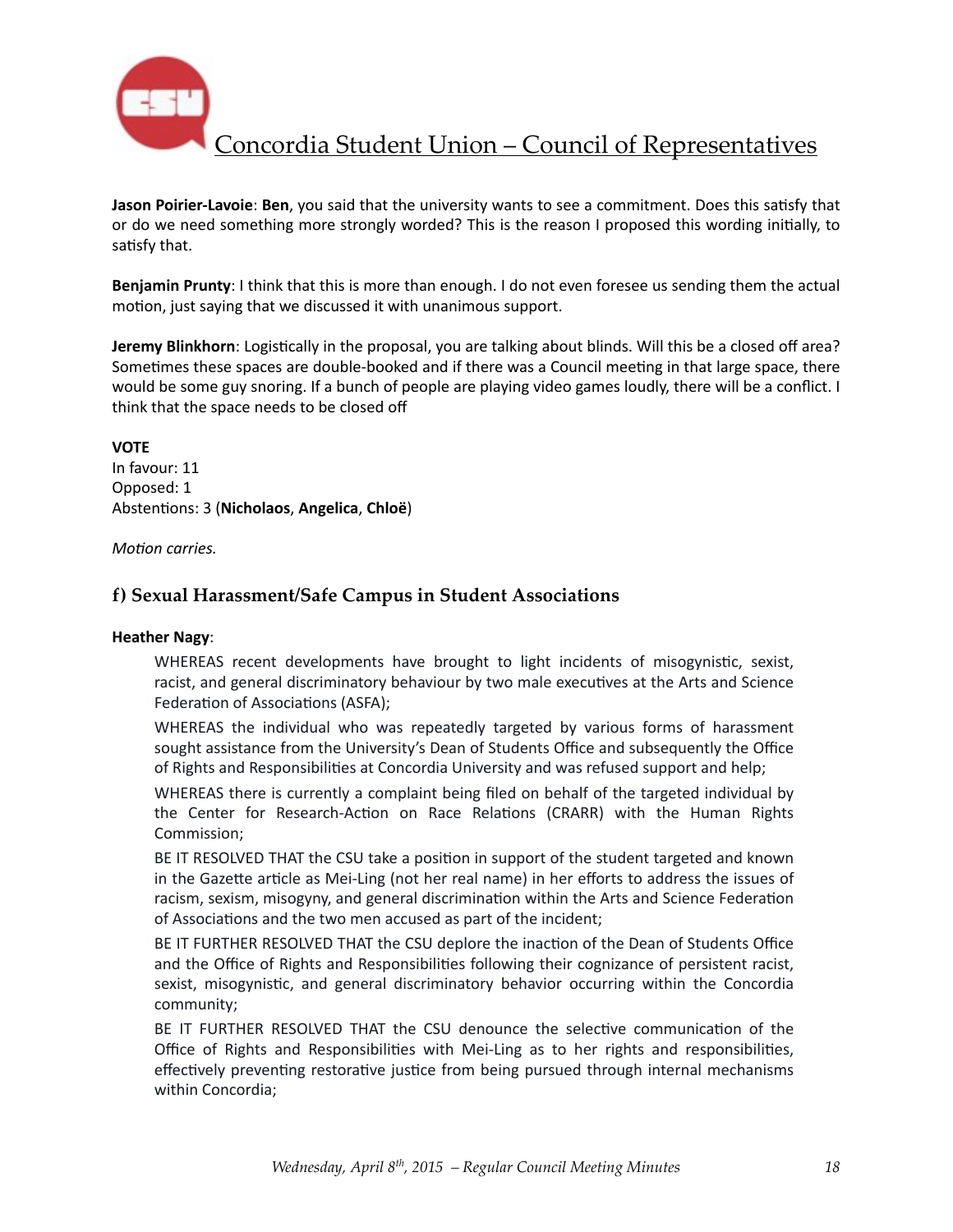**Jason Poirier-Lavoie**: **Ben**, you said that the university wants to see a commitment. Does this satisfy that or do we need something more strongly worded? This is the reason I proposed this wording initially, to satisfy that.

**Benjamin Prunty**: I think that this is more than enough. I do not even foresee us sending them the actual motion, just saying that we discussed it with unanimous support.

**Jeremy Blinkhorn**: Logistically in the proposal, you are talking about blinds. Will this be a closed off area? Sometimes these spaces are double-booked and if there was a Council meeting in that large space, there would be some guy snoring. If a bunch of people are playing video games loudly, there will be a conflict. I think that the space needs to be closed off

**VOTE**
In favour: 11
Opposed: 1
Abstentions: 3 (**Nicholaos**, **Angelica**, **Chloë**)

*Motion carries.*

### f) Sexual Harassment/Safe Campus in Student Associations

**Heather Nagy**:

> WHEREAS recent developments have brought to light incidents of misogynistic, sexist, racist, and general discriminatory behaviour by two male executives at the Arts and Science Federation of Associations (ASFA);
>
> WHEREAS the individual who was repeatedly targeted by various forms of harassment sought assistance from the University's Dean of Students Office and subsequently the Office of Rights and Responsibilities at Concordia University and was refused support and help;
>
> WHEREAS there is currently a complaint being filed on behalf of the targeted individual by the Center for Research-Action on Race Relations (CRARR) with the Human Rights Commission;
>
> BE IT RESOLVED THAT the CSU take a position in support of the student targeted and known in the Gazette article as Mei-Ling (not her real name) in her efforts to address the issues of racism, sexism, misogyny, and general discrimination within the Arts and Science Federation of Associations and the two men accused as part of the incident;
>
> BE IT FURTHER RESOLVED THAT the CSU deplore the inaction of the Dean of Students Office and the Office of Rights and Responsibilities following their cognizance of persistent racist, sexist, misogynistic, and general discriminatory behavior occurring within the Concordia community;
>
> BE IT FURTHER RESOLVED THAT the CSU denounce the selective communication of the Office of Rights and Responsibilities with Mei-Ling as to her rights and responsibilities, effectively preventing restorative justice from being pursued through internal mechanisms within Concordia;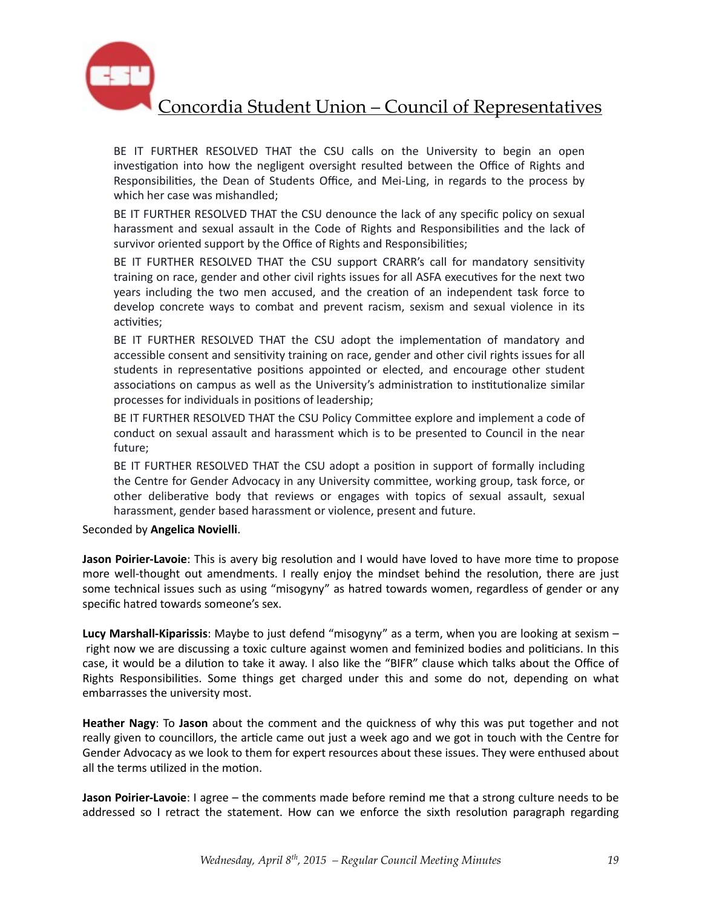BE IT FURTHER RESOLVED THAT the CSU calls on the University to begin an open investigation into how the negligent oversight resulted between the Office of Rights and Responsibilities, the Dean of Students Office, and Mei-Ling, in regards to the process by which her case was mishandled;

BE IT FURTHER RESOLVED THAT the CSU denounce the lack of any specific policy on sexual harassment and sexual assault in the Code of Rights and Responsibilities and the lack of survivor oriented support by the Office of Rights and Responsibilities;

BE IT FURTHER RESOLVED THAT the CSU support CRARR's call for mandatory sensitivity training on race, gender and other civil rights issues for all ASFA executives for the next two years including the two men accused, and the creation of an independent task force to develop concrete ways to combat and prevent racism, sexism and sexual violence in its activities;

BE IT FURTHER RESOLVED THAT the CSU adopt the implementation of mandatory and accessible consent and sensitivity training on race, gender and other civil rights issues for all students in representative positions appointed or elected, and encourage other student associations on campus as well as the University's administration to institutionalize similar processes for individuals in positions of leadership;

BE IT FURTHER RESOLVED THAT the CSU Policy Committee explore and implement a code of conduct on sexual assault and harassment which is to be presented to Council in the near future;

BE IT FURTHER RESOLVED THAT the CSU adopt a position in support of formally including the Centre for Gender Advocacy in any University committee, working group, task force, or other deliberative body that reviews or engages with topics of sexual assault, sexual harassment, gender based harassment or violence, present and future.

Seconded by **Angelica Novielli**.

**Jason Poirier-Lavoie**: This is avery big resolution and I would have loved to have more time to propose more well-thought out amendments. I really enjoy the mindset behind the resolution, there are just some technical issues such as using "misogyny" as hatred towards women, regardless of gender or any specific hatred towards someone's sex.

**Lucy Marshall-Kiparissis**: Maybe to just defend "misogyny" as a term, when you are looking at sexism – right now we are discussing a toxic culture against women and feminized bodies and politicians. In this case, it would be a dilution to take it away. I also like the "BIFR" clause which talks about the Office of Rights Responsibilities. Some things get charged under this and some do not, depending on what embarrasses the university most.

**Heather Nagy**: To **Jason** about the comment and the quickness of why this was put together and not really given to councillors, the article came out just a week ago and we got in touch with the Centre for Gender Advocacy as we look to them for expert resources about these issues. They were enthused about all the terms utilized in the motion.

**Jason Poirier-Lavoie**: I agree – the comments made before remind me that a strong culture needs to be addressed so I retract the statement. How can we enforce the sixth resolution paragraph regarding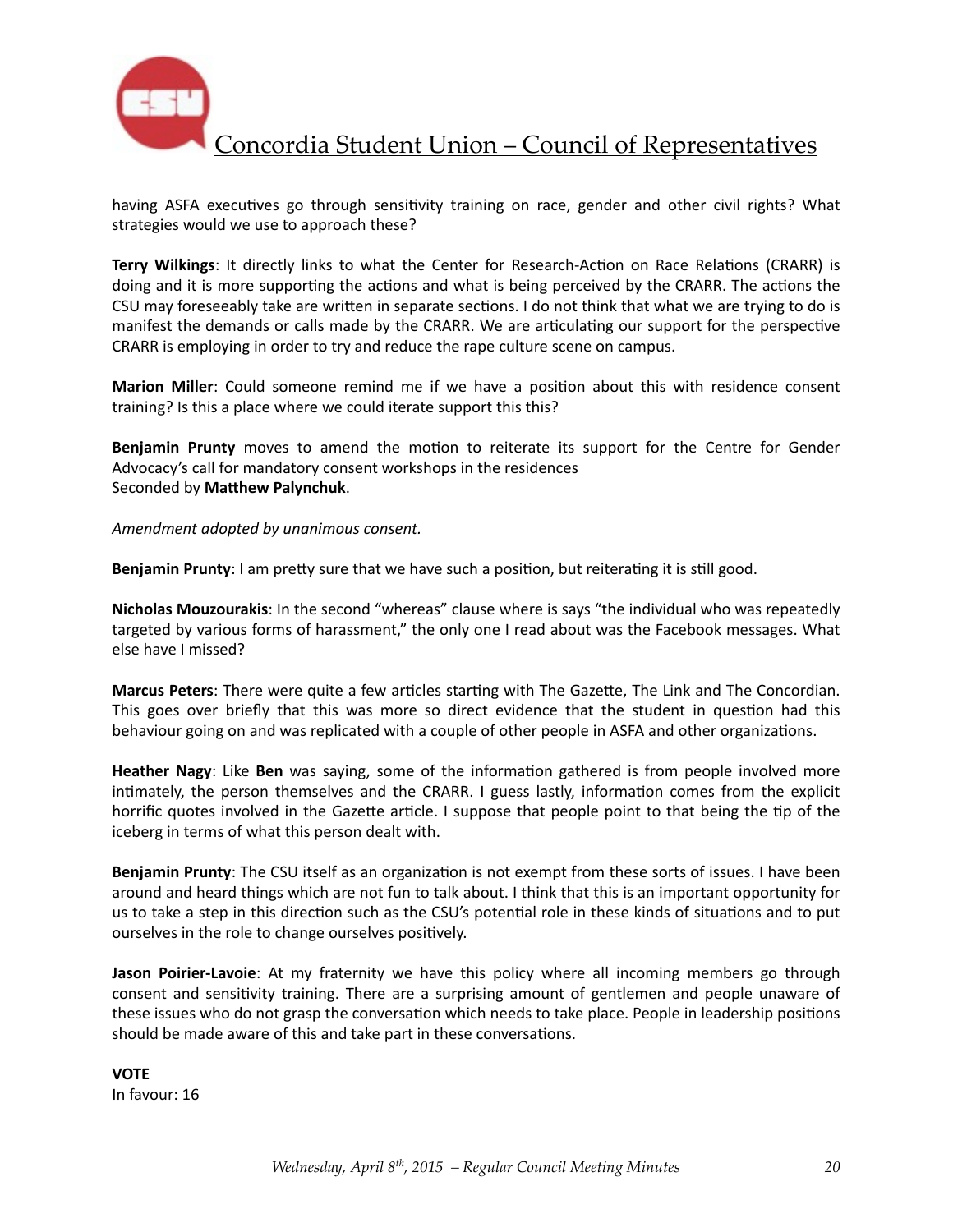having ASFA executives go through sensitivity training on race, gender and other civil rights? What strategies would we use to approach these?

**Terry Wilkings**: It directly links to what the Center for Research-Action on Race Relations (CRARR) is doing and it is more supporting the actions and what is being perceived by the CRARR. The actions the CSU may foreseeably take are written in separate sections. I do not think that what we are trying to do is manifest the demands or calls made by the CRARR. We are articulating our support for the perspective CRARR is employing in order to try and reduce the rape culture scene on campus.

**Marion Miller**: Could someone remind me if we have a position about this with residence consent training? Is this a place where we could iterate support this this?

**Benjamin Prunty** moves to amend the motion to reiterate its support for the Centre for Gender Advocacy's call for mandatory consent workshops in the residences
Seconded by **Matthew Palynchuk**.

*Amendment adopted by unanimous consent.*

**Benjamin Prunty**: I am pretty sure that we have such a position, but reiterating it is still good.

**Nicholas Mouzourakis**: In the second "whereas" clause where is says "the individual who was repeatedly targeted by various forms of harassment," the only one I read about was the Facebook messages. What else have I missed?

**Marcus Peters**: There were quite a few articles starting with The Gazette, The Link and The Concordian. This goes over briefly that this was more so direct evidence that the student in question had this behaviour going on and was replicated with a couple of other people in ASFA and other organizations.

**Heather Nagy**: Like **Ben** was saying, some of the information gathered is from people involved more intimately, the person themselves and the CRARR. I guess lastly, information comes from the explicit horrific quotes involved in the Gazette article. I suppose that people point to that being the tip of the iceberg in terms of what this person dealt with.

**Benjamin Prunty**: The CSU itself as an organization is not exempt from these sorts of issues. I have been around and heard things which are not fun to talk about. I think that this is an important opportunity for us to take a step in this direction such as the CSU's potential role in these kinds of situations and to put ourselves in the role to change ourselves positively.

**Jason Poirier-Lavoie**: At my fraternity we have this policy where all incoming members go through consent and sensitivity training. There are a surprising amount of gentlemen and people unaware of these issues who do not grasp the conversation which needs to take place. People in leadership positions should be made aware of this and take part in these conversations.

**VOTE**
In favour: 16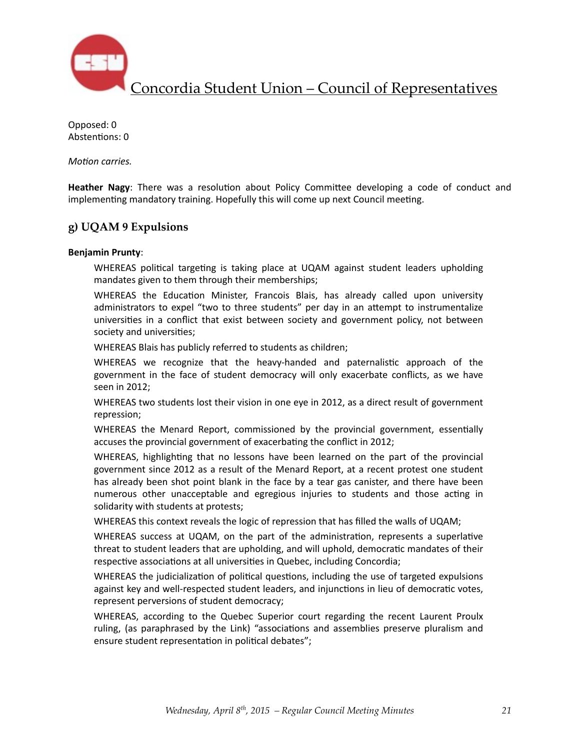Opposed: 0
Abstentions: 0

*Motion carries.*

**Heather Nagy**: There was a resolution about Policy Committee developing a code of conduct and implementing mandatory training. Hopefully this will come up next Council meeting.

### g) UQAM 9 Expulsions

**Benjamin Prunty**:

> WHEREAS political targeting is taking place at UQAM against student leaders upholding mandates given to them through their memberships;
>
> WHEREAS the Education Minister, Francois Blais, has already called upon university administrators to expel "two to three students" per day in an attempt to instrumentalize universities in a conflict that exist between society and government policy, not between society and universities;
>
> WHEREAS Blais has publicly referred to students as children;
>
> WHEREAS we recognize that the heavy-handed and paternalistic approach of the government in the face of student democracy will only exacerbate conflicts, as we have seen in 2012;
>
> WHEREAS two students lost their vision in one eye in 2012, as a direct result of government repression;
>
> WHEREAS the Menard Report, commissioned by the provincial government, essentially accuses the provincial government of exacerbating the conflict in 2012;
>
> WHEREAS, highlighting that no lessons have been learned on the part of the provincial government since 2012 as a result of the Menard Report, at a recent protest one student has already been shot point blank in the face by a tear gas canister, and there have been numerous other unacceptable and egregious injuries to students and those acting in solidarity with students at protests;
>
> WHEREAS this context reveals the logic of repression that has filled the walls of UQAM;
>
> WHEREAS success at UQAM, on the part of the administration, represents a superlative threat to student leaders that are upholding, and will uphold, democratic mandates of their respective associations at all universities in Quebec, including Concordia;
>
> WHEREAS the judicialization of political questions, including the use of targeted expulsions against key and well-respected student leaders, and injunctions in lieu of democratic votes, represent perversions of student democracy;
>
> WHEREAS, according to the Quebec Superior court regarding the recent Laurent Proulx ruling, (as paraphrased by the Link) "associations and assemblies preserve pluralism and ensure student representation in political debates";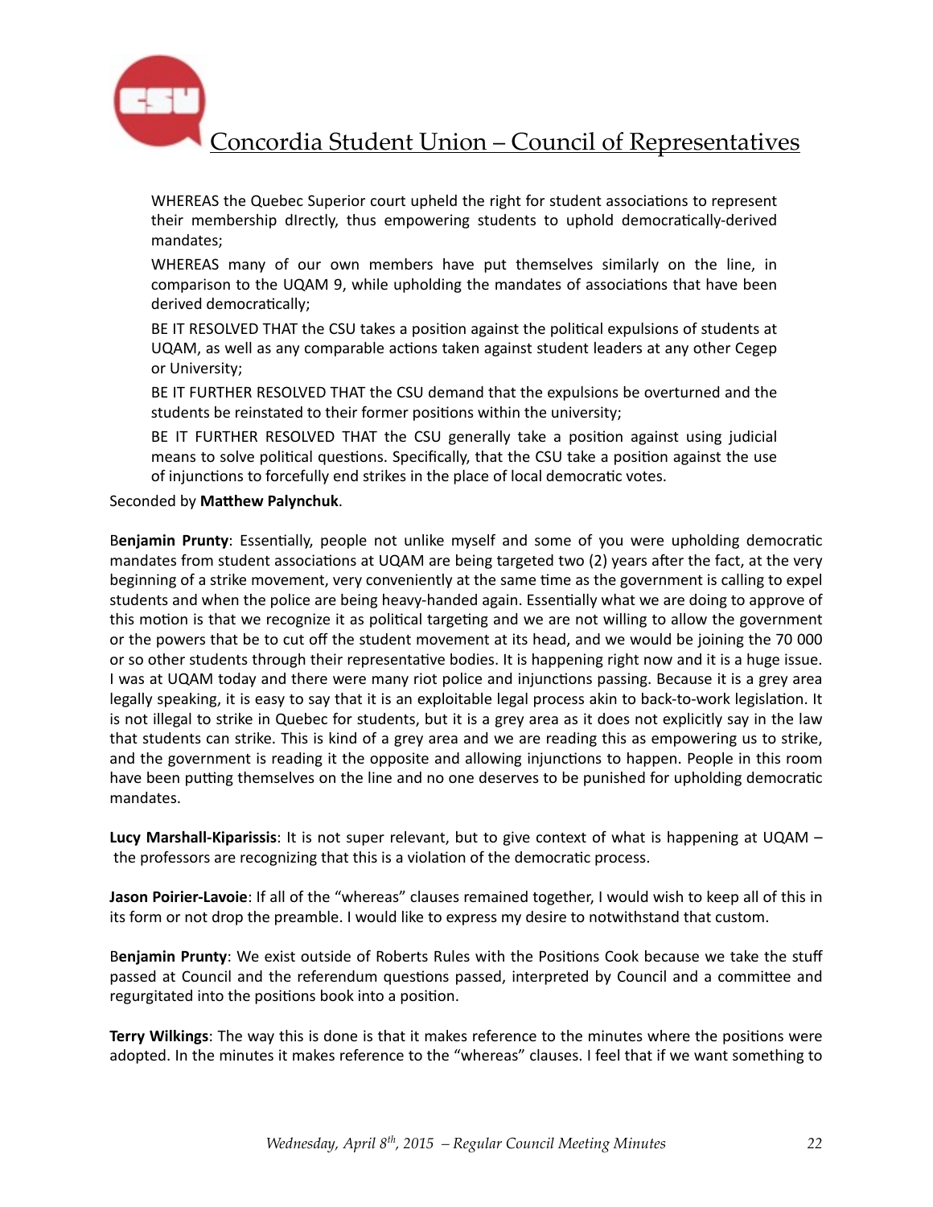WHEREAS the Quebec Superior court upheld the right for student associations to represent their membership dIrectly, thus empowering students to uphold democratically-derived mandates;

WHEREAS many of our own members have put themselves similarly on the line, in comparison to the UQAM 9, while upholding the mandates of associations that have been derived democratically;

BE IT RESOLVED THAT the CSU takes a position against the political expulsions of students at UQAM, as well as any comparable actions taken against student leaders at any other Cegep or University;

BE IT FURTHER RESOLVED THAT the CSU demand that the expulsions be overturned and the students be reinstated to their former positions within the university;

BE IT FURTHER RESOLVED THAT the CSU generally take a position against using judicial means to solve political questions. Specifically, that the CSU take a position against the use of injunctions to forcefully end strikes in the place of local democratic votes.

Seconded by **Matthew Palynchuk**.

B**enjamin Prunty**: Essentially, people not unlike myself and some of you were upholding democratic mandates from student associations at UQAM are being targeted two (2) years after the fact, at the very beginning of a strike movement, very conveniently at the same time as the government is calling to expel students and when the police are being heavy-handed again. Essentially what we are doing to approve of this motion is that we recognize it as political targeting and we are not willing to allow the government or the powers that be to cut off the student movement at its head, and we would be joining the 70 000 or so other students through their representative bodies. It is happening right now and it is a huge issue. I was at UQAM today and there were many riot police and injunctions passing. Because it is a grey area legally speaking, it is easy to say that it is an exploitable legal process akin to back-to-work legislation. It is not illegal to strike in Quebec for students, but it is a grey area as it does not explicitly say in the law that students can strike. This is kind of a grey area and we are reading this as empowering us to strike, and the government is reading it the opposite and allowing injunctions to happen. People in this room have been putting themselves on the line and no one deserves to be punished for upholding democratic mandates.

**Lucy Marshall-Kiparissis**: It is not super relevant, but to give context of what is happening at UQAM – the professors are recognizing that this is a violation of the democratic process.

**Jason Poirier-Lavoie**: If all of the "whereas" clauses remained together, I would wish to keep all of this in its form or not drop the preamble. I would like to express my desire to notwithstand that custom.

B**enjamin Prunty**: We exist outside of Roberts Rules with the Positions Cook because we take the stuff passed at Council and the referendum questions passed, interpreted by Council and a committee and regurgitated into the positions book into a position.

**Terry Wilkings**: The way this is done is that it makes reference to the minutes where the positions were adopted. In the minutes it makes reference to the "whereas" clauses. I feel that if we want something to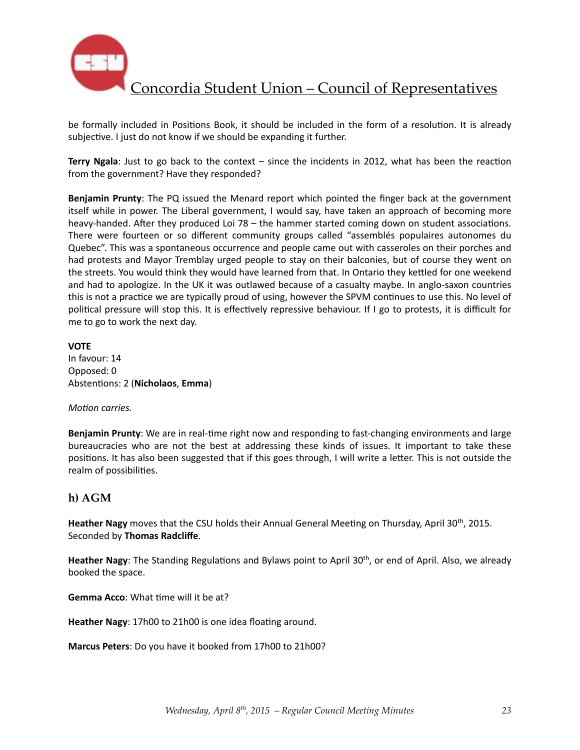be formally included in Positions Book, it should be included in the form of a resolution. It is already subjective. I just do not know if we should be expanding it further.

**Terry Ngala**: Just to go back to the context – since the incidents in 2012, what has been the reaction from the government? Have they responded?

**Benjamin Prunty**: The PQ issued the Menard report which pointed the finger back at the government itself while in power. The Liberal government, I would say, have taken an approach of becoming more heavy-handed. After they produced Loi 78 – the hammer started coming down on student associations. There were fourteen or so different community groups called "assemblés populaires autonomes du Quebec". This was a spontaneous occurrence and people came out with casseroles on their porches and had protests and Mayor Tremblay urged people to stay on their balconies, but of course they went on the streets. You would think they would have learned from that. In Ontario they kettled for one weekend and had to apologize. In the UK it was outlawed because of a casualty maybe. In anglo-saxon countries this is not a practice we are typically proud of using, however the SPVM continues to use this. No level of political pressure will stop this. It is effectively repressive behaviour. If I go to protests, it is difficult for me to go to work the next day.

**VOTE**
In favour: 14
Opposed: 0
Abstentions: 2 (**Nicholaos**, **Emma**)

*Motion carries.*

**Benjamin Prunty**: We are in real-time right now and responding to fast-changing environments and large bureaucracies who are not the best at addressing these kinds of issues. It important to take these positions. It has also been suggested that if this goes through, I will write a letter. This is not outside the realm of possibilities.

## h) AGM

**Heather Nagy** moves that the CSU holds their Annual General Meeting on Thursday, April 30th, 2015. Seconded by **Thomas Radcliffe**.

**Heather Nagy**: The Standing Regulations and Bylaws point to April 30th, or end of April. Also, we already booked the space.

**Gemma Acco**: What time will it be at?

**Heather Nagy**: 17h00 to 21h00 is one idea floating around.

**Marcus Peters**: Do you have it booked from 17h00 to 21h00?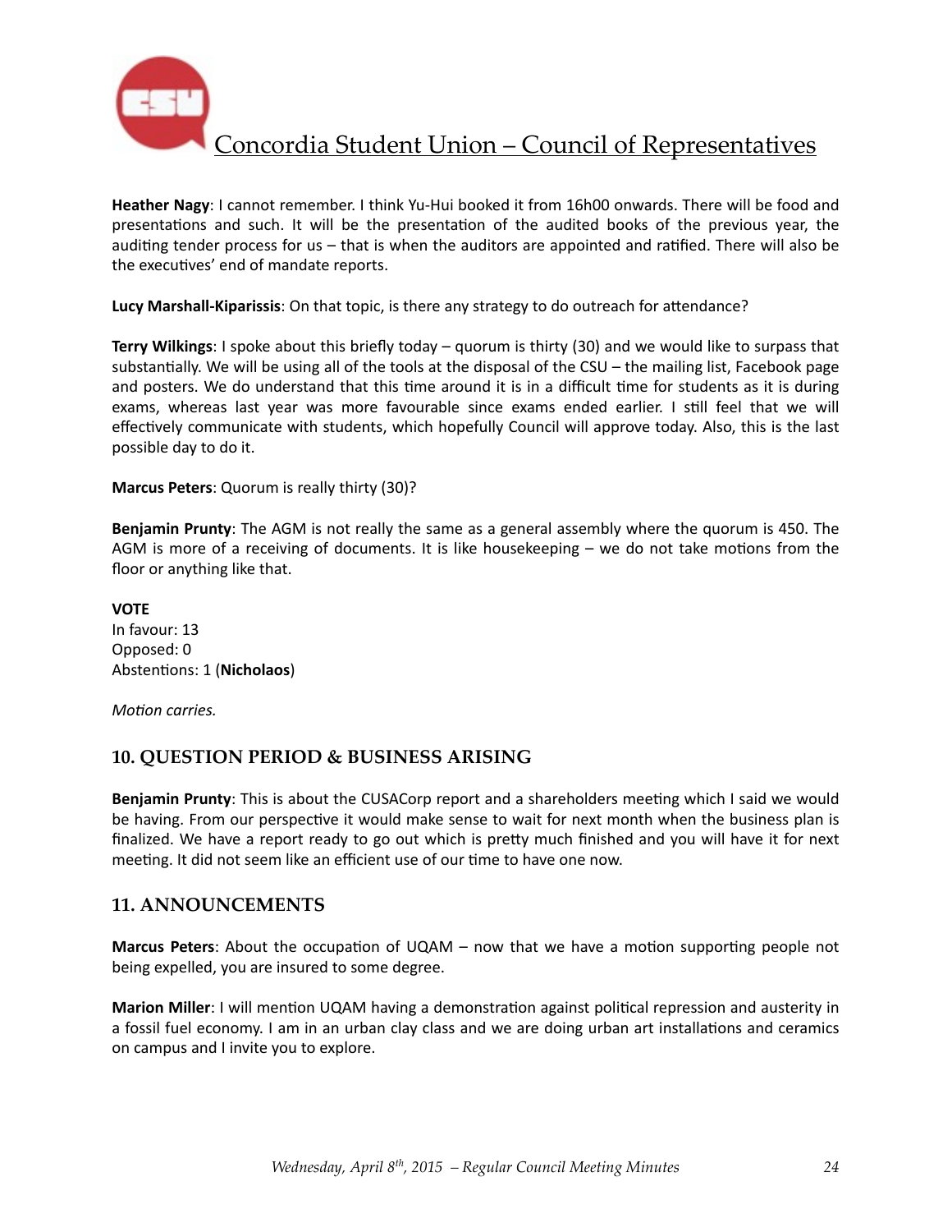**Heather Nagy**: I cannot remember. I think Yu-Hui booked it from 16h00 onwards. There will be food and presentations and such. It will be the presentation of the audited books of the previous year, the auditing tender process for us – that is when the auditors are appointed and ratified. There will also be the executives' end of mandate reports.

**Lucy Marshall-Kiparissis**: On that topic, is there any strategy to do outreach for attendance?

**Terry Wilkings**: I spoke about this briefly today – quorum is thirty (30) and we would like to surpass that substantially. We will be using all of the tools at the disposal of the CSU – the mailing list, Facebook page and posters. We do understand that this time around it is in a difficult time for students as it is during exams, whereas last year was more favourable since exams ended earlier. I still feel that we will effectively communicate with students, which hopefully Council will approve today. Also, this is the last possible day to do it.

**Marcus Peters**: Quorum is really thirty (30)?

**Benjamin Prunty**: The AGM is not really the same as a general assembly where the quorum is 450. The AGM is more of a receiving of documents. It is like housekeeping – we do not take motions from the floor or anything like that.

**VOTE**
In favour: 13
Opposed: 0
Abstentions: 1 (**Nicholaos**)

*Motion carries.*

## 10. QUESTION PERIOD & BUSINESS ARISING

**Benjamin Prunty**: This is about the CUSACorp report and a shareholders meeting which I said we would be having. From our perspective it would make sense to wait for next month when the business plan is finalized. We have a report ready to go out which is pretty much finished and you will have it for next meeting. It did not seem like an efficient use of our time to have one now.

## 11. ANNOUNCEMENTS

**Marcus Peters**: About the occupation of UQAM – now that we have a motion supporting people not being expelled, you are insured to some degree.

**Marion Miller**: I will mention UQAM having a demonstration against political repression and austerity in a fossil fuel economy. I am in an urban clay class and we are doing urban art installations and ceramics on campus and I invite you to explore.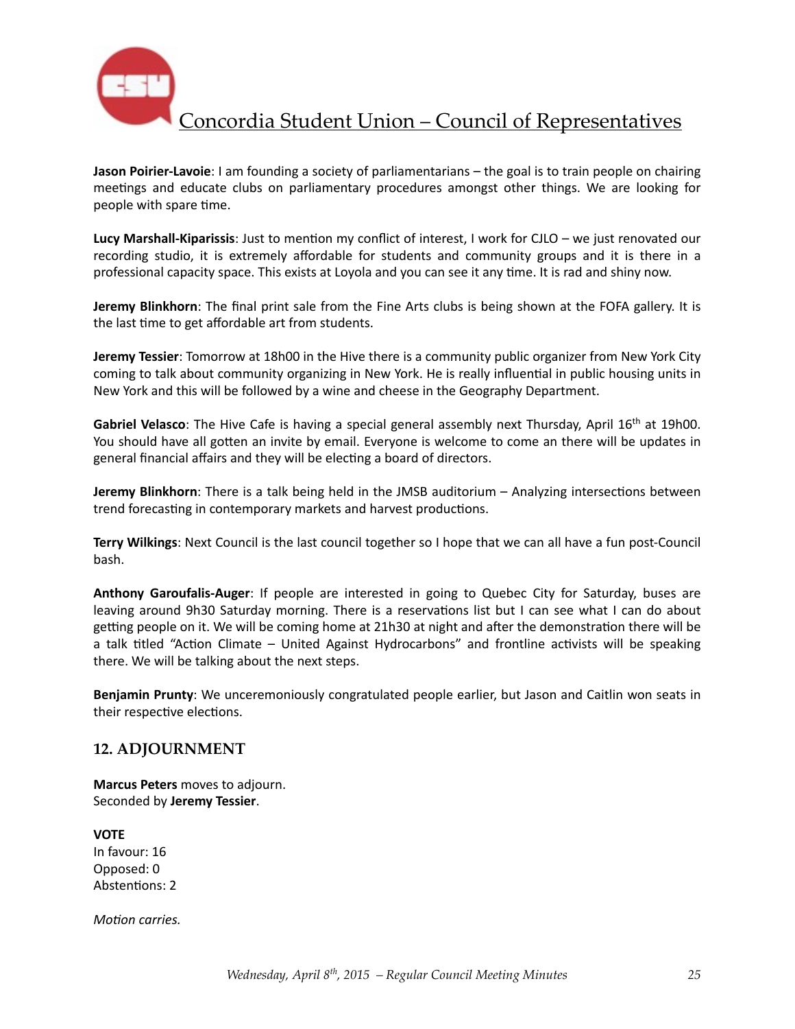**Jason Poirier-Lavoie**: I am founding a society of parliamentarians – the goal is to train people on chairing meetings and educate clubs on parliamentary procedures amongst other things. We are looking for people with spare time.

**Lucy Marshall-Kiparissis**: Just to mention my conflict of interest, I work for CJLO – we just renovated our recording studio, it is extremely affordable for students and community groups and it is there in a professional capacity space. This exists at Loyola and you can see it any time. It is rad and shiny now.

**Jeremy Blinkhorn**: The final print sale from the Fine Arts clubs is being shown at the FOFA gallery. It is the last time to get affordable art from students.

**Jeremy Tessier**: Tomorrow at 18h00 in the Hive there is a community public organizer from New York City coming to talk about community organizing in New York. He is really influential in public housing units in New York and this will be followed by a wine and cheese in the Geography Department.

**Gabriel Velasco**: The Hive Cafe is having a special general assembly next Thursday, April 16th at 19h00. You should have all gotten an invite by email. Everyone is welcome to come an there will be updates in general financial affairs and they will be electing a board of directors.

**Jeremy Blinkhorn**: There is a talk being held in the JMSB auditorium – Analyzing intersections between trend forecasting in contemporary markets and harvest productions.

**Terry Wilkings**: Next Council is the last council together so I hope that we can all have a fun post-Council bash.

**Anthony Garoufalis-Auger**: If people are interested in going to Quebec City for Saturday, buses are leaving around 9h30 Saturday morning. There is a reservations list but I can see what I can do about getting people on it. We will be coming home at 21h30 at night and after the demonstration there will be a talk titled "Action Climate – United Against Hydrocarbons" and frontline activists will be speaking there. We will be talking about the next steps.

**Benjamin Prunty**: We unceremoniously congratulated people earlier, but Jason and Caitlin won seats in their respective elections.

## 12. ADJOURNMENT

**Marcus Peters** moves to adjourn.
Seconded by **Jeremy Tessier**.

**VOTE**
In favour: 16
Opposed: 0
Abstentions: 2

*Motion carries.*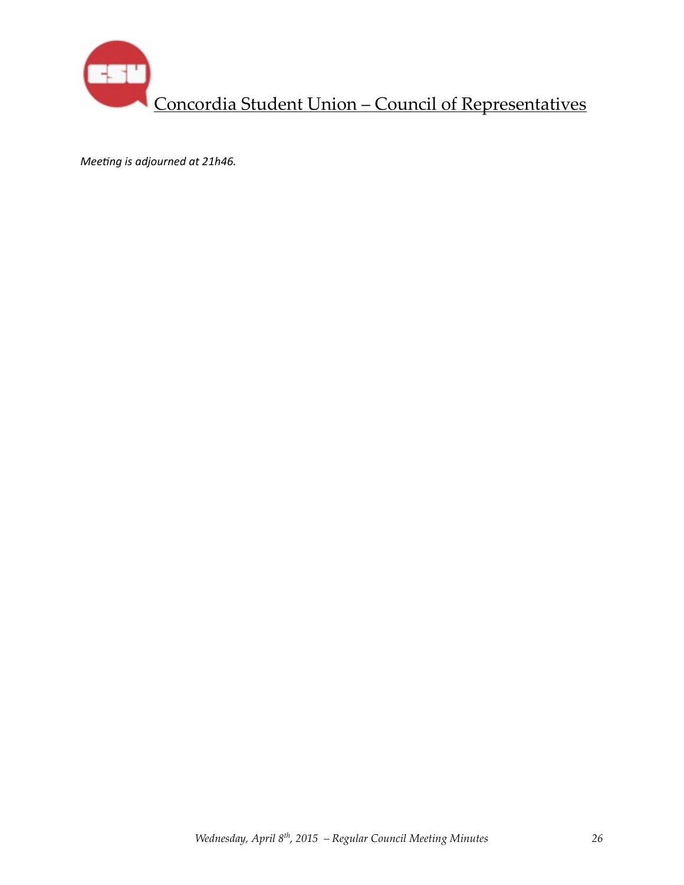*Meeting is adjourned at 21h46.*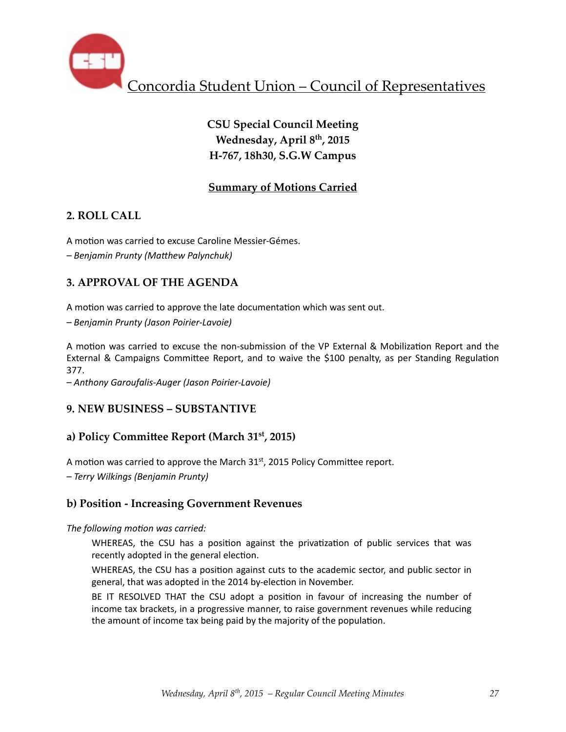# Concordia Student Union – Council of Representatives

**CSU Special Council Meeting**
**Wednesday, April 8th, 2015**
**H-767, 18h30, S.G.W Campus**

**Summary of Motions Carried**

## 2. ROLL CALL

A motion was carried to excuse Caroline Messier-Gémes.
*– Benjamin Prunty (Matthew Palynchuk)*

## 3. APPROVAL OF THE AGENDA

A motion was carried to approve the late documentation which was sent out.
*– Benjamin Prunty (Jason Poirier-Lavoie)*

A motion was carried to excuse the non-submission of the VP External & Mobilization Report and the External & Campaigns Committee Report, and to waive the $100 penalty, as per Standing Regulation 377.
*– Anthony Garoufalis-Auger (Jason Poirier-Lavoie)*

## 9. NEW BUSINESS – SUBSTANTIVE

### a) Policy Committee Report (March 31st, 2015)

A motion was carried to approve the March 31st, 2015 Policy Committee report.
*– Terry Wilkings (Benjamin Prunty)*

### b) Position - Increasing Government Revenues

*The following motion was carried:*

WHEREAS, the CSU has a position against the privatization of public services that was recently adopted in the general election.

WHEREAS, the CSU has a position against cuts to the academic sector, and public sector in general, that was adopted in the 2014 by-election in November.

BE IT RESOLVED THAT the CSU adopt a position in favour of increasing the number of income tax brackets, in a progressive manner, to raise government revenues while reducing the amount of income tax being paid by the majority of the population.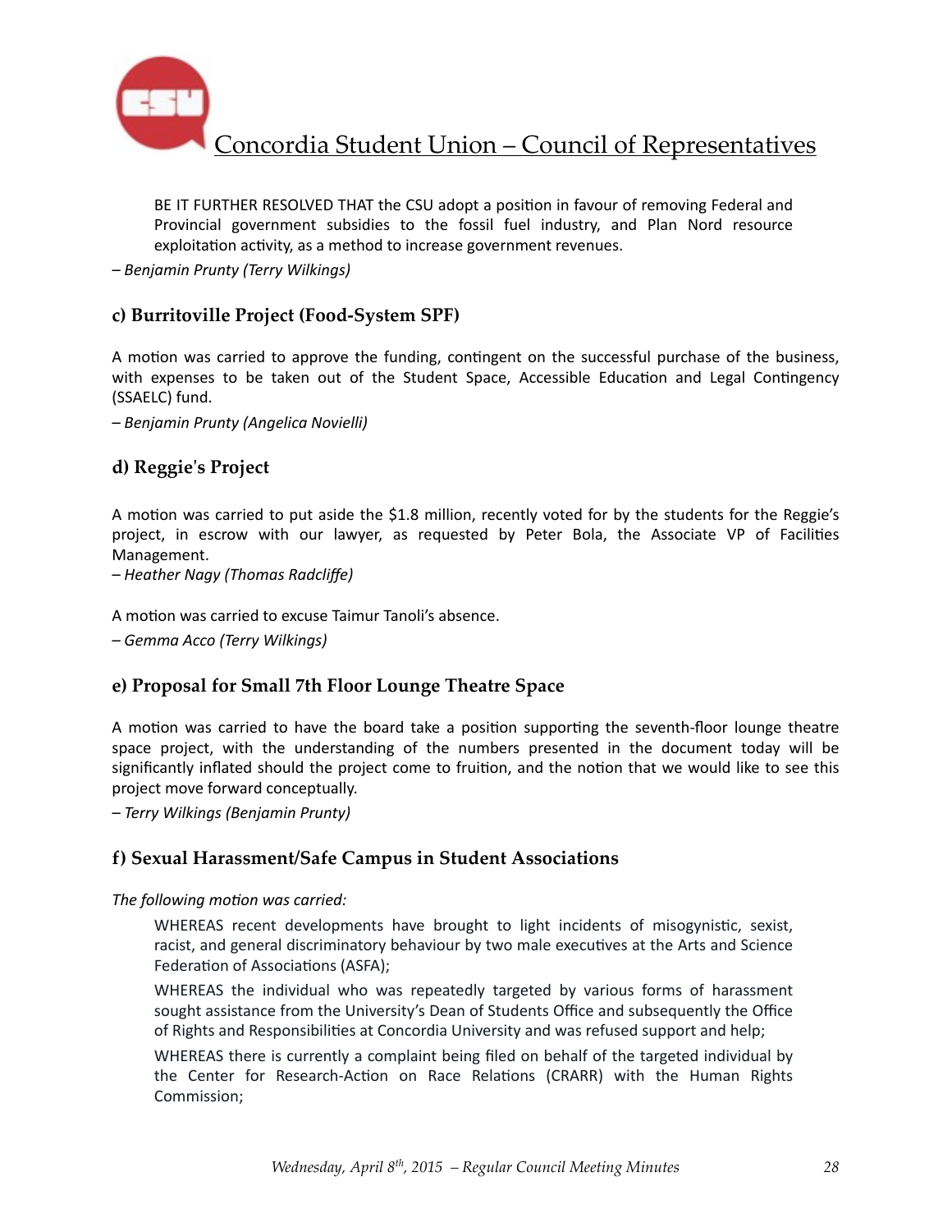BE IT FURTHER RESOLVED THAT the CSU adopt a position in favour of removing Federal and Provincial government subsidies to the fossil fuel industry, and Plan Nord resource exploitation activity, as a method to increase government revenues.

*– Benjamin Prunty (Terry Wilkings)*

### c) Burritoville Project (Food-System SPF)

A motion was carried to approve the funding, contingent on the successful purchase of the business, with expenses to be taken out of the Student Space, Accessible Education and Legal Contingency (SSAELC) fund.

*– Benjamin Prunty (Angelica Novielli)*

### d) Reggie's Project

A motion was carried to put aside the $1.8 million, recently voted for by the students for the Reggie's project, in escrow with our lawyer, as requested by Peter Bola, the Associate VP of Facilities Management.

*– Heather Nagy (Thomas Radcliffe)*

A motion was carried to excuse Taimur Tanoli's absence.

*– Gemma Acco (Terry Wilkings)*

### e) Proposal for Small 7th Floor Lounge Theatre Space

A motion was carried to have the board take a position supporting the seventh-floor lounge theatre space project, with the understanding of the numbers presented in the document today will be significantly inflated should the project come to fruition, and the notion that we would like to see this project move forward conceptually.

*– Terry Wilkings (Benjamin Prunty)*

### f) Sexual Harassment/Safe Campus in Student Associations

*The following motion was carried:*

WHEREAS recent developments have brought to light incidents of misogynistic, sexist, racist, and general discriminatory behaviour by two male executives at the Arts and Science Federation of Associations (ASFA);

WHEREAS the individual who was repeatedly targeted by various forms of harassment sought assistance from the University's Dean of Students Office and subsequently the Office of Rights and Responsibilities at Concordia University and was refused support and help;

WHEREAS there is currently a complaint being filed on behalf of the targeted individual by the Center for Research-Action on Race Relations (CRARR) with the Human Rights Commission;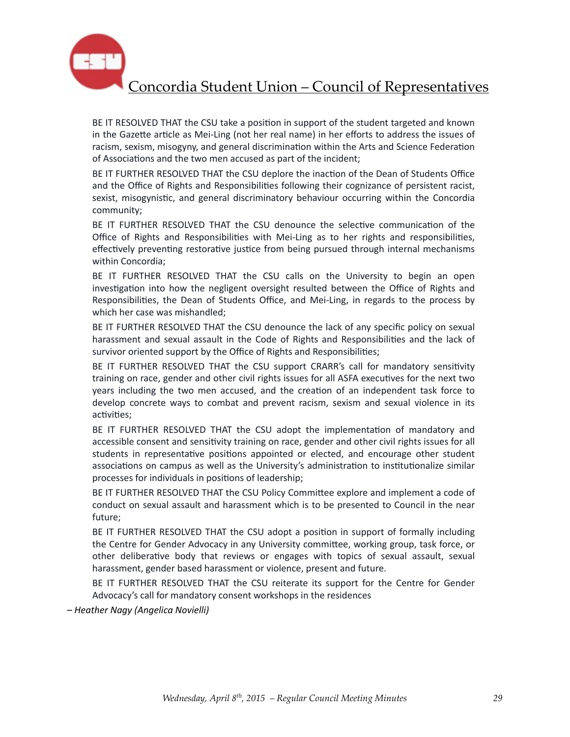BE IT RESOLVED THAT the CSU take a position in support of the student targeted and known in the Gazette article as Mei-Ling (not her real name) in her efforts to address the issues of racism, sexism, misogyny, and general discrimination within the Arts and Science Federation of Associations and the two men accused as part of the incident;

BE IT FURTHER RESOLVED THAT the CSU deplore the inaction of the Dean of Students Office and the Office of Rights and Responsibilities following their cognizance of persistent racist, sexist, misogynistic, and general discriminatory behaviour occurring within the Concordia community;

BE IT FURTHER RESOLVED THAT the CSU denounce the selective communication of the Office of Rights and Responsibilities with Mei-Ling as to her rights and responsibilities, effectively preventing restorative justice from being pursued through internal mechanisms within Concordia;

BE IT FURTHER RESOLVED THAT the CSU calls on the University to begin an open investigation into how the negligent oversight resulted between the Office of Rights and Responsibilities, the Dean of Students Office, and Mei-Ling, in regards to the process by which her case was mishandled;

BE IT FURTHER RESOLVED THAT the CSU denounce the lack of any specific policy on sexual harassment and sexual assault in the Code of Rights and Responsibilities and the lack of survivor oriented support by the Office of Rights and Responsibilities;

BE IT FURTHER RESOLVED THAT the CSU support CRARR's call for mandatory sensitivity training on race, gender and other civil rights issues for all ASFA executives for the next two years including the two men accused, and the creation of an independent task force to develop concrete ways to combat and prevent racism, sexism and sexual violence in its activities;

BE IT FURTHER RESOLVED THAT the CSU adopt the implementation of mandatory and accessible consent and sensitivity training on race, gender and other civil rights issues for all students in representative positions appointed or elected, and encourage other student associations on campus as well as the University's administration to institutionalize similar processes for individuals in positions of leadership;

BE IT FURTHER RESOLVED THAT the CSU Policy Committee explore and implement a code of conduct on sexual assault and harassment which is to be presented to Council in the near future;

BE IT FURTHER RESOLVED THAT the CSU adopt a position in support of formally including the Centre for Gender Advocacy in any University committee, working group, task force, or other deliberative body that reviews or engages with topics of sexual assault, sexual harassment, gender based harassment or violence, present and future.

BE IT FURTHER RESOLVED THAT the CSU reiterate its support for the Centre for Gender Advocacy's call for mandatory consent workshops in the residences

*– Heather Nagy (Angelica Novielli)*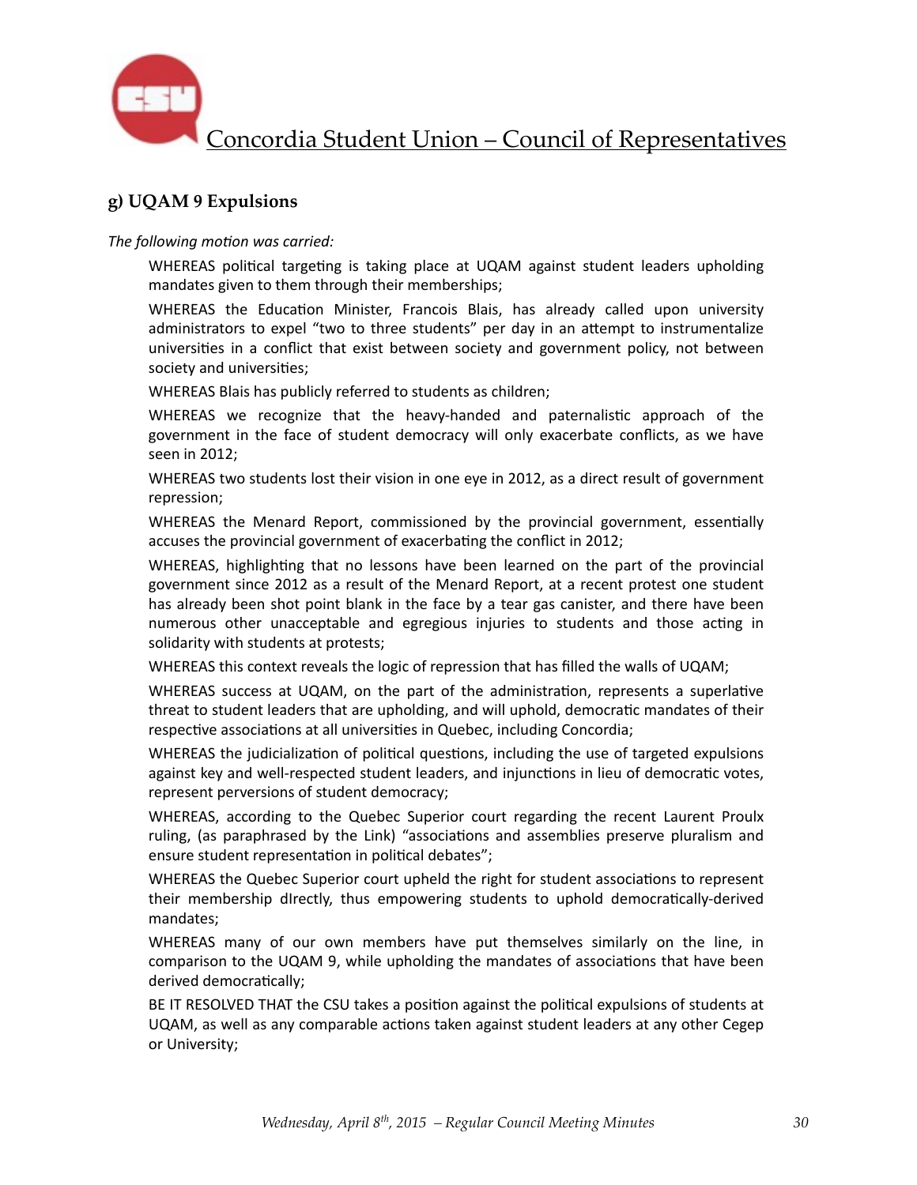### g) UQAM 9 Expulsions

*The following motion was carried:*

> WHEREAS political targeting is taking place at UQAM against student leaders upholding mandates given to them through their memberships;
>
> WHEREAS the Education Minister, Francois Blais, has already called upon university administrators to expel "two to three students" per day in an attempt to instrumentalize universities in a conflict that exist between society and government policy, not between society and universities;
>
> WHEREAS Blais has publicly referred to students as children;
>
> WHEREAS we recognize that the heavy-handed and paternalistic approach of the government in the face of student democracy will only exacerbate conflicts, as we have seen in 2012;
>
> WHEREAS two students lost their vision in one eye in 2012, as a direct result of government repression;
>
> WHEREAS the Menard Report, commissioned by the provincial government, essentially accuses the provincial government of exacerbating the conflict in 2012;
>
> WHEREAS, highlighting that no lessons have been learned on the part of the provincial government since 2012 as a result of the Menard Report, at a recent protest one student has already been shot point blank in the face by a tear gas canister, and there have been numerous other unacceptable and egregious injuries to students and those acting in solidarity with students at protests;
>
> WHEREAS this context reveals the logic of repression that has filled the walls of UQAM;
>
> WHEREAS success at UQAM, on the part of the administration, represents a superlative threat to student leaders that are upholding, and will uphold, democratic mandates of their respective associations at all universities in Quebec, including Concordia;
>
> WHEREAS the judicialization of political questions, including the use of targeted expulsions against key and well-respected student leaders, and injunctions in lieu of democratic votes, represent perversions of student democracy;
>
> WHEREAS, according to the Quebec Superior court regarding the recent Laurent Proulx ruling, (as paraphrased by the Link) "associations and assemblies preserve pluralism and ensure student representation in political debates";
>
> WHEREAS the Quebec Superior court upheld the right for student associations to represent their membership dIrectly, thus empowering students to uphold democratically-derived mandates;
>
> WHEREAS many of our own members have put themselves similarly on the line, in comparison to the UQAM 9, while upholding the mandates of associations that have been derived democratically;
>
> BE IT RESOLVED THAT the CSU takes a position against the political expulsions of students at UQAM, as well as any comparable actions taken against student leaders at any other Cegep or University;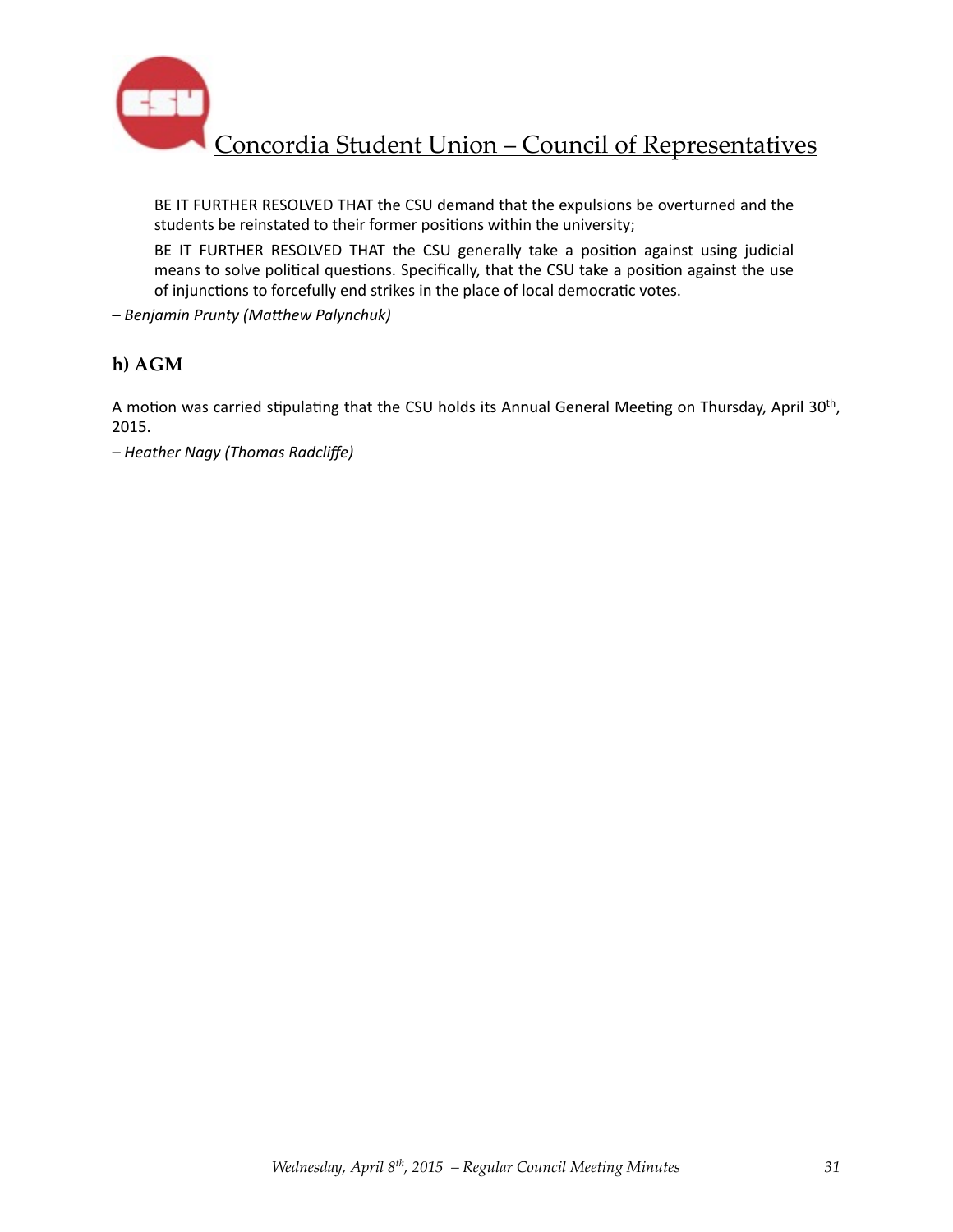BE IT FURTHER RESOLVED THAT the CSU demand that the expulsions be overturned and the students be reinstated to their former positions within the university;

BE IT FURTHER RESOLVED THAT the CSU generally take a position against using judicial means to solve political questions. Specifically, that the CSU take a position against the use of injunctions to forcefully end strikes in the place of local democratic votes.

*– Benjamin Prunty (Matthew Palynchuk)*

### h) AGM

A motion was carried stipulating that the CSU holds its Annual General Meeting on Thursday, April 30th, 2015.

*– Heather Nagy (Thomas Radcliffe)*